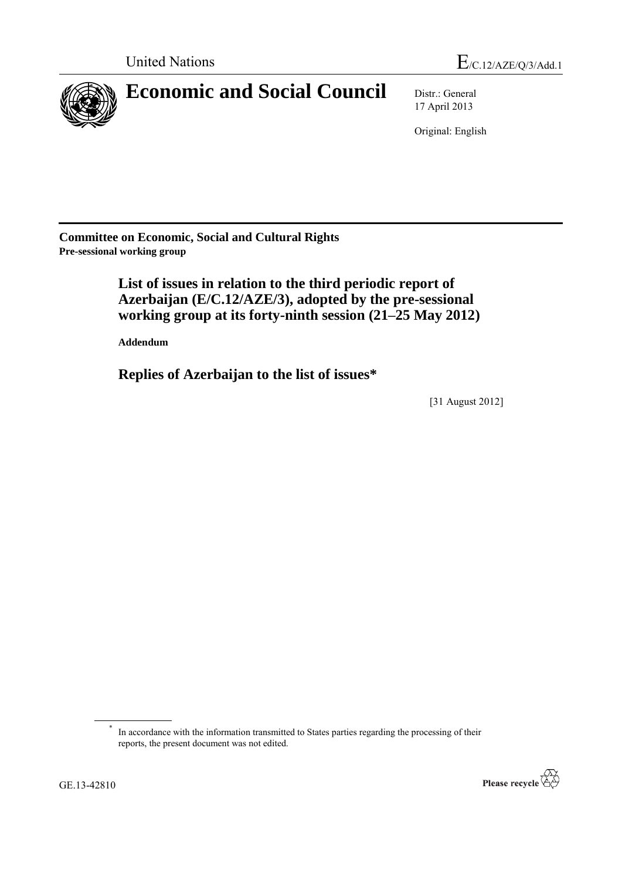United Nations

E/C.12/AZE/Q/3/Add.1

# Economic and Social Council

Distr.: General
17 April 2013

Original: English

**Committee on Economic, Social and Cultural Rights**
**Pre-sessional working group**

## List of issues in relation to the third periodic report of Azerbaijan (E/C.12/AZE/3), adopted by the pre-sessional working group at its forty-ninth session (21–25 May 2012)

**Addendum**

## Replies of Azerbaijan to the list of issues*

[31 August 2012]

\* In accordance with the information transmitted to States parties regarding the processing of their reports, the present document was not edited.

GE.13-42810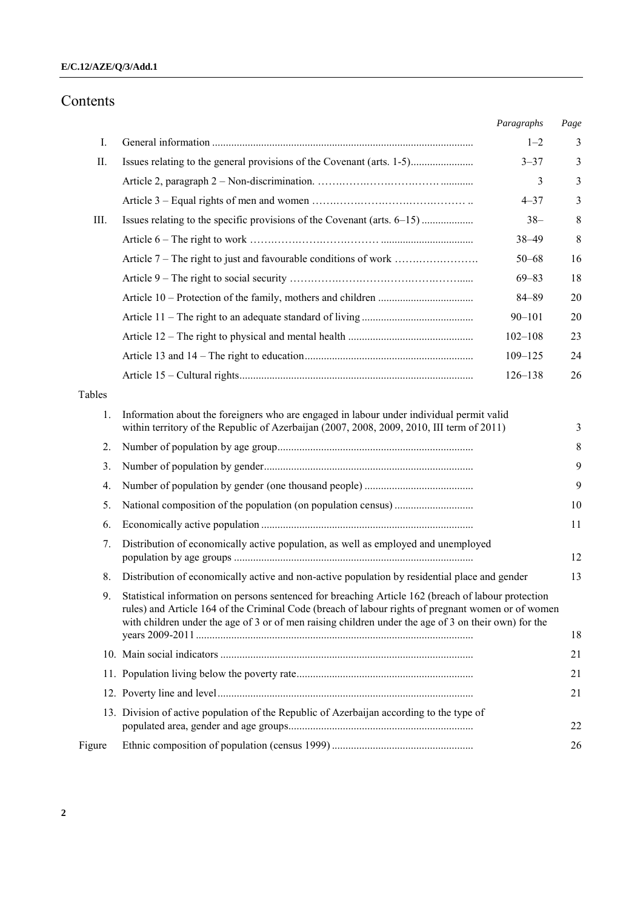# Contents

| | | *Paragraphs* | *Page* |
|---|---|---|---|
| I. | General information | 1–2 | 3 |
| II. | Issues relating to the general provisions of the Covenant (arts. 1-5) | 3–37 | 3 |
| | Article 2, paragraph 2 – Non-discrimination. | 3 | 3 |
| | Article 3 – Equal rights of men and women | 4–37 | 3 |
| III. | Issues relating to the specific provisions of the Covenant (arts. 6–15) | 38– | 8 |
| | Article 6 – The right to work | 38–49 | 8 |
| | Article 7 – The right to just and favourable conditions of work | 50–68 | 16 |
| | Article 9 – The right to social security | 69–83 | 18 |
| | Article 10 – Protection of the family, mothers and children | 84–89 | 20 |
| | Article 11 – The right to an adequate standard of living | 90–101 | 20 |
| | Article 12 – The right to physical and mental health | 102–108 | 23 |
| | Article 13 and 14 – The right to education | 109–125 | 24 |
| | Article 15 – Cultural rights | 126–138 | 26 |

Tables

| | | Page |
|---|---|---|
| 1. | Information about the foreigners who are engaged in labour under individual permit valid within territory of the Republic of Azerbaijan (2007, 2008, 2009, 2010, III term of 2011) | 3 |
| 2. | Number of population by age group | 8 |
| 3. | Number of population by gender | 9 |
| 4. | Number of population by gender (one thousand people) | 9 |
| 5. | National composition of the population (on population census) | 10 |
| 6. | Economically active population | 11 |
| 7. | Distribution of economically active population, as well as employed and unemployed population by age groups | 12 |
| 8. | Distribution of economically active and non-active population by residential place and gender | 13 |
| 9. | Statistical information on persons sentenced for breaching Article 162 (breach of labour protection rules) and Article 164 of the Criminal Code (breach of labour rights of pregnant women or of women with children under the age of 3 or of men raising children under the age of 3 on their own) for the years 2009-2011 | 18 |
| 10. | Main social indicators | 21 |
| 11. | Population living below the poverty rate | 21 |
| 12. | Poverty line and level | 21 |
| 13. | Division of active population of the Republic of Azerbaijan according to the type of populated area, gender and age groups | 22 |
| Figure | Ethnic composition of population (census 1999) | 26 |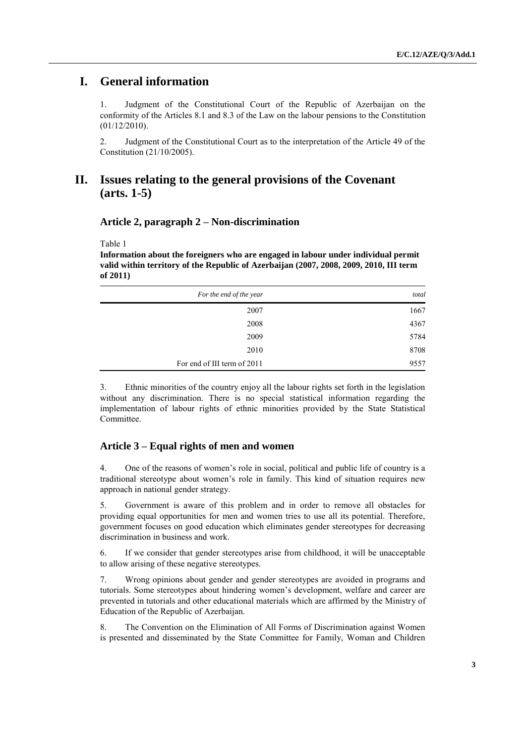# I. General information

1. Judgment of the Constitutional Court of the Republic of Azerbaijan on the conformity of the Articles 8.1 and 8.3 of the Law on the labour pensions to the Constitution (01/12/2010).

2. Judgment of the Constitutional Court as to the interpretation of the Article 49 of the Constitution (21/10/2005).

# II. Issues relating to the general provisions of the Covenant (arts. 1-5)

## Article 2, paragraph 2 – Non-discrimination

Table 1

**Information about the foreigners who are engaged in labour under individual permit valid within territory of the Republic of Azerbaijan (2007, 2008, 2009, 2010, III term of 2011)**

| *For the end of the year* | *total* |
|---|---|
| 2007 | 1667 |
| 2008 | 4367 |
| 2009 | 5784 |
| 2010 | 8708 |
| For end of III term of 2011 | 9557 |

3. Ethnic minorities of the country enjoy all the labour rights set forth in the legislation without any discrimination. There is no special statistical information regarding the implementation of labour rights of ethnic minorities provided by the State Statistical Committee.

## Article 3 – Equal rights of men and women

4. One of the reasons of women's role in social, political and public life of country is a traditional stereotype about women's role in family. This kind of situation requires new approach in national gender strategy.

5. Government is aware of this problem and in order to remove all obstacles for providing equal opportunities for men and women tries to use all its potential. Therefore, government focuses on good education which eliminates gender stereotypes for decreasing discrimination in business and work.

6. If we consider that gender stereotypes arise from childhood, it will be unacceptable to allow arising of these negative stereotypes.

7. Wrong opinions about gender and gender stereotypes are avoided in programs and tutorials. Some stereotypes about hindering women's development, welfare and career are prevented in tutorials and other educational materials which are affirmed by the Ministry of Education of the Republic of Azerbaijan.

8. The Convention on the Elimination of All Forms of Discrimination against Women is presented and disseminated by the State Committee for Family, Woman and Children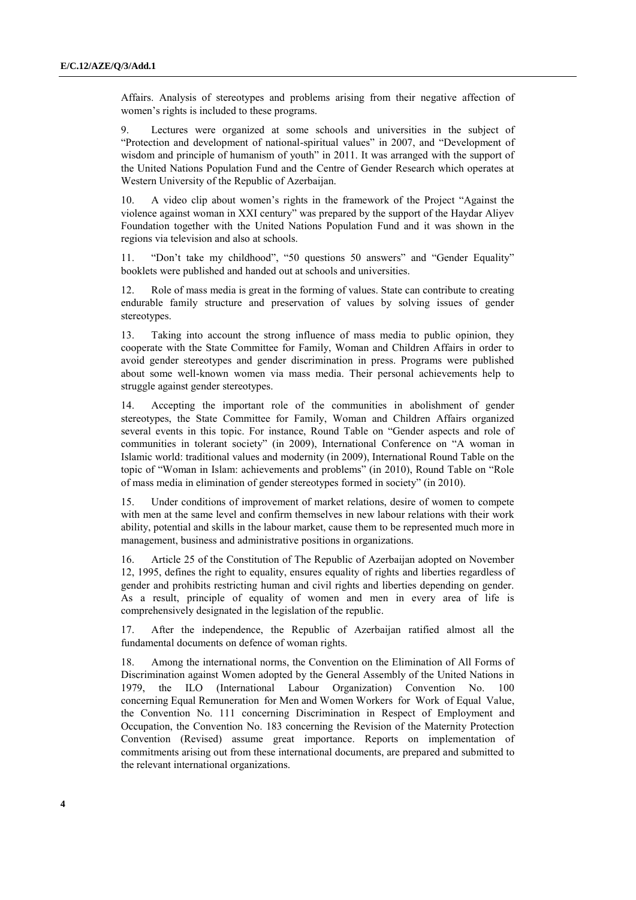Affairs. Analysis of stereotypes and problems arising from their negative affection of women's rights is included to these programs.

9. Lectures were organized at some schools and universities in the subject of "Protection and development of national-spiritual values" in 2007, and "Development of wisdom and principle of humanism of youth" in 2011. It was arranged with the support of the United Nations Population Fund and the Centre of Gender Research which operates at Western University of the Republic of Azerbaijan.

10. A video clip about women's rights in the framework of the Project "Against the violence against woman in XXI century" was prepared by the support of the Haydar Aliyev Foundation together with the United Nations Population Fund and it was shown in the regions via television and also at schools.

11. "Don't take my childhood", "50 questions 50 answers" and "Gender Equality" booklets were published and handed out at schools and universities.

12. Role of mass media is great in the forming of values. State can contribute to creating endurable family structure and preservation of values by solving issues of gender stereotypes.

13. Taking into account the strong influence of mass media to public opinion, they cooperate with the State Committee for Family, Woman and Children Affairs in order to avoid gender stereotypes and gender discrimination in press. Programs were published about some well-known women via mass media. Their personal achievements help to struggle against gender stereotypes.

14. Accepting the important role of the communities in abolishment of gender stereotypes, the State Committee for Family, Woman and Children Affairs organized several events in this topic. For instance, Round Table on "Gender aspects and role of communities in tolerant society" (in 2009), International Conference on "A woman in Islamic world: traditional values and modernity (in 2009), International Round Table on the topic of "Woman in Islam: achievements and problems" (in 2010), Round Table on "Role of mass media in elimination of gender stereotypes formed in society" (in 2010).

15. Under conditions of improvement of market relations, desire of women to compete with men at the same level and confirm themselves in new labour relations with their work ability, potential and skills in the labour market, cause them to be represented much more in management, business and administrative positions in organizations.

16. Article 25 of the Constitution of The Republic of Azerbaijan adopted on November 12, 1995, defines the right to equality, ensures equality of rights and liberties regardless of gender and prohibits restricting human and civil rights and liberties depending on gender. As a result, principle of equality of women and men in every area of life is comprehensively designated in the legislation of the republic.

17. After the independence, the Republic of Azerbaijan ratified almost all the fundamental documents on defence of woman rights.

18. Among the international norms, the Convention on the Elimination of All Forms of Discrimination against Women adopted by the General Assembly of the United Nations in 1979, the ILO (International Labour Organization) Convention No. 100 concerning Equal Remuneration for Men and Women Workers for Work of Equal Value, the Convention No. 111 concerning Discrimination in Respect of Employment and Occupation, the Convention No. 183 concerning the Revision of the Maternity Protection Convention (Revised) assume great importance. Reports on implementation of commitments arising out from these international documents, are prepared and submitted to the relevant international organizations.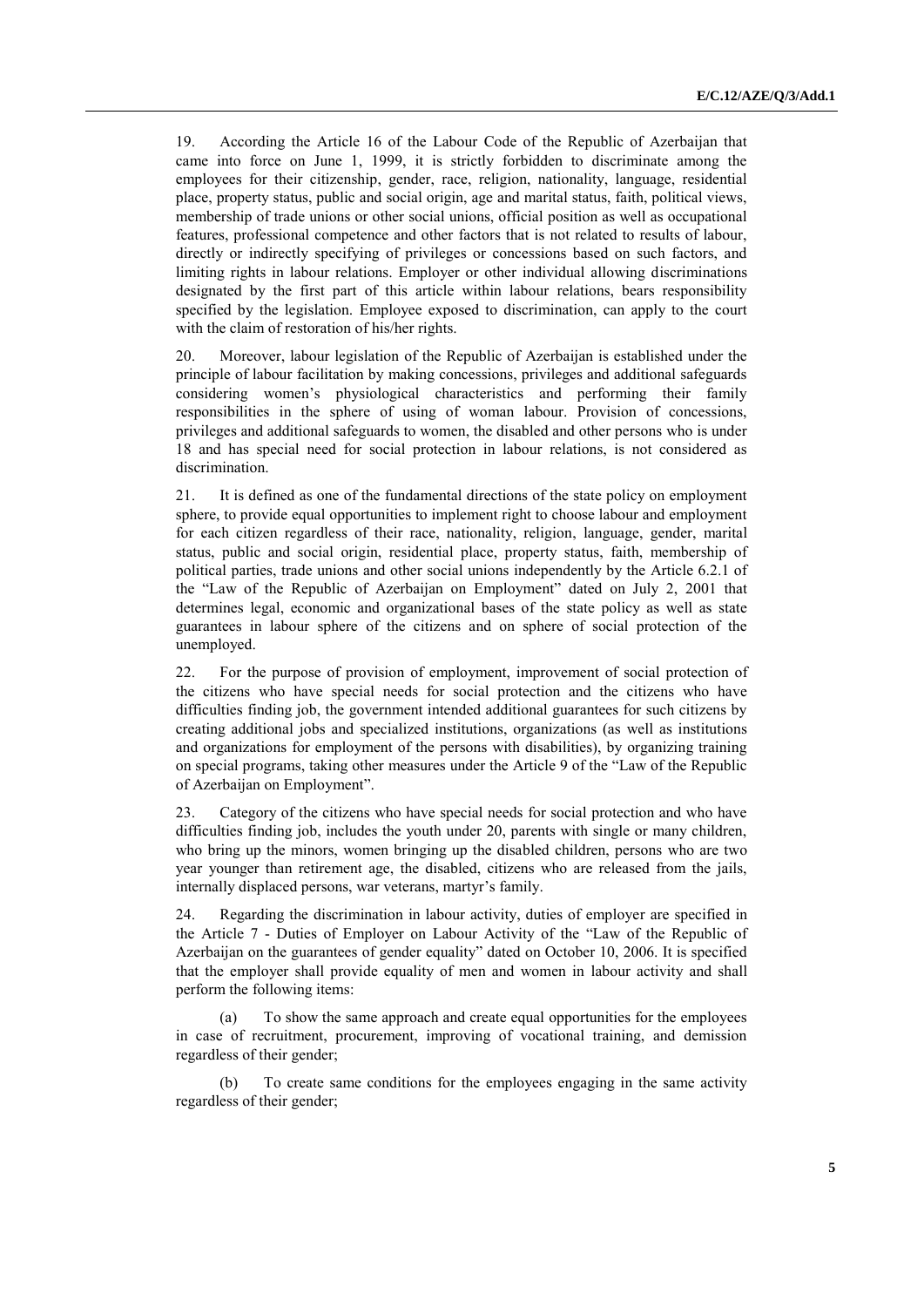19. According the Article 16 of the Labour Code of the Republic of Azerbaijan that came into force on June 1, 1999, it is strictly forbidden to discriminate among the employees for their citizenship, gender, race, religion, nationality, language, residential place, property status, public and social origin, age and marital status, faith, political views, membership of trade unions or other social unions, official position as well as occupational features, professional competence and other factors that is not related to results of labour, directly or indirectly specifying of privileges or concessions based on such factors, and limiting rights in labour relations. Employer or other individual allowing discriminations designated by the first part of this article within labour relations, bears responsibility specified by the legislation. Employee exposed to discrimination, can apply to the court with the claim of restoration of his/her rights.

20. Moreover, labour legislation of the Republic of Azerbaijan is established under the principle of labour facilitation by making concessions, privileges and additional safeguards considering women's physiological characteristics and performing their family responsibilities in the sphere of using of woman labour. Provision of concessions, privileges and additional safeguards to women, the disabled and other persons who is under 18 and has special need for social protection in labour relations, is not considered as discrimination.

21. It is defined as one of the fundamental directions of the state policy on employment sphere, to provide equal opportunities to implement right to choose labour and employment for each citizen regardless of their race, nationality, religion, language, gender, marital status, public and social origin, residential place, property status, faith, membership of political parties, trade unions and other social unions independently by the Article 6.2.1 of the "Law of the Republic of Azerbaijan on Employment" dated on July 2, 2001 that determines legal, economic and organizational bases of the state policy as well as state guarantees in labour sphere of the citizens and on sphere of social protection of the unemployed.

22. For the purpose of provision of employment, improvement of social protection of the citizens who have special needs for social protection and the citizens who have difficulties finding job, the government intended additional guarantees for such citizens by creating additional jobs and specialized institutions, organizations (as well as institutions and organizations for employment of the persons with disabilities), by organizing training on special programs, taking other measures under the Article 9 of the "Law of the Republic of Azerbaijan on Employment".

23. Category of the citizens who have special needs for social protection and who have difficulties finding job, includes the youth under 20, parents with single or many children, who bring up the minors, women bringing up the disabled children, persons who are two year younger than retirement age, the disabled, citizens who are released from the jails, internally displaced persons, war veterans, martyr's family.

24. Regarding the discrimination in labour activity, duties of employer are specified in the Article 7 - Duties of Employer on Labour Activity of the "Law of the Republic of Azerbaijan on the guarantees of gender equality" dated on October 10, 2006. It is specified that the employer shall provide equality of men and women in labour activity and shall perform the following items:

(a) To show the same approach and create equal opportunities for the employees in case of recruitment, procurement, improving of vocational training, and demission regardless of their gender;

(b) To create same conditions for the employees engaging in the same activity regardless of their gender;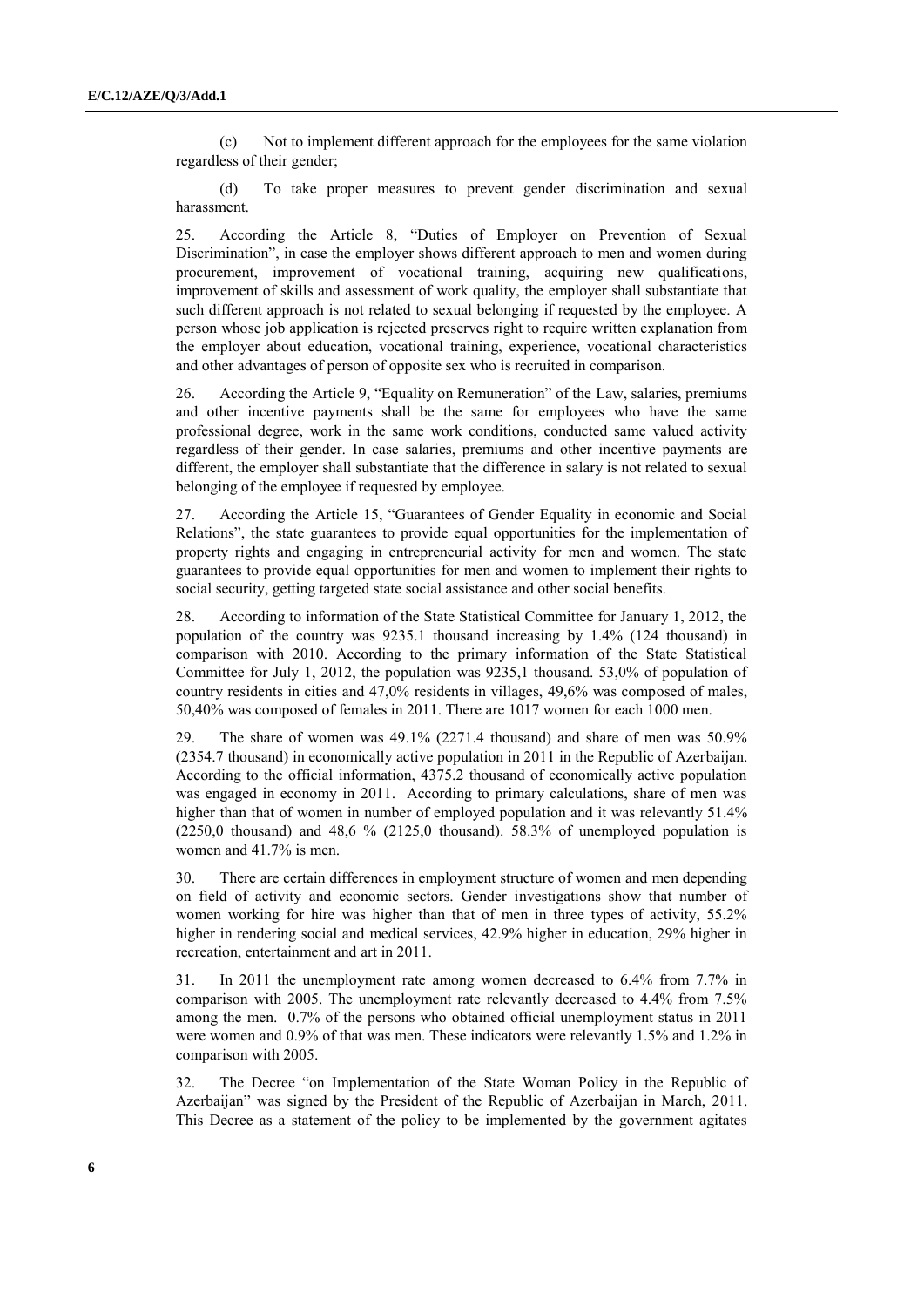(c) Not to implement different approach for the employees for the same violation regardless of their gender;

(d) To take proper measures to prevent gender discrimination and sexual harassment.

25. According the Article 8, "Duties of Employer on Prevention of Sexual Discrimination", in case the employer shows different approach to men and women during procurement, improvement of vocational training, acquiring new qualifications, improvement of skills and assessment of work quality, the employer shall substantiate that such different approach is not related to sexual belonging if requested by the employee. A person whose job application is rejected preserves right to require written explanation from the employer about education, vocational training, experience, vocational characteristics and other advantages of person of opposite sex who is recruited in comparison.

26. According the Article 9, "Equality on Remuneration" of the Law, salaries, premiums and other incentive payments shall be the same for employees who have the same professional degree, work in the same work conditions, conducted same valued activity regardless of their gender. In case salaries, premiums and other incentive payments are different, the employer shall substantiate that the difference in salary is not related to sexual belonging of the employee if requested by employee.

27. According the Article 15, "Guarantees of Gender Equality in economic and Social Relations", the state guarantees to provide equal opportunities for the implementation of property rights and engaging in entrepreneurial activity for men and women. The state guarantees to provide equal opportunities for men and women to implement their rights to social security, getting targeted state social assistance and other social benefits.

28. According to information of the State Statistical Committee for January 1, 2012, the population of the country was 9235.1 thousand increasing by 1.4% (124 thousand) in comparison with 2010. According to the primary information of the State Statistical Committee for July 1, 2012, the population was 9235,1 thousand. 53,0% of population of country residents in cities and 47,0% residents in villages, 49,6% was composed of males, 50,40% was composed of females in 2011. There are 1017 women for each 1000 men.

29. The share of women was 49.1% (2271.4 thousand) and share of men was 50.9% (2354.7 thousand) in economically active population in 2011 in the Republic of Azerbaijan. According to the official information, 4375.2 thousand of economically active population was engaged in economy in 2011. According to primary calculations, share of men was higher than that of women in number of employed population and it was relevantly 51.4% (2250,0 thousand) and 48,6 % (2125,0 thousand). 58.3% of unemployed population is women and 41.7% is men.

30. There are certain differences in employment structure of women and men depending on field of activity and economic sectors. Gender investigations show that number of women working for hire was higher than that of men in three types of activity, 55.2% higher in rendering social and medical services, 42.9% higher in education, 29% higher in recreation, entertainment and art in 2011.

31. In 2011 the unemployment rate among women decreased to 6.4% from 7.7% in comparison with 2005. The unemployment rate relevantly decreased to 4.4% from 7.5% among the men. 0.7% of the persons who obtained official unemployment status in 2011 were women and 0.9% of that was men. These indicators were relevantly 1.5% and 1.2% in comparison with 2005.

32. The Decree "on Implementation of the State Woman Policy in the Republic of Azerbaijan" was signed by the President of the Republic of Azerbaijan in March, 2011. This Decree as a statement of the policy to be implemented by the government agitates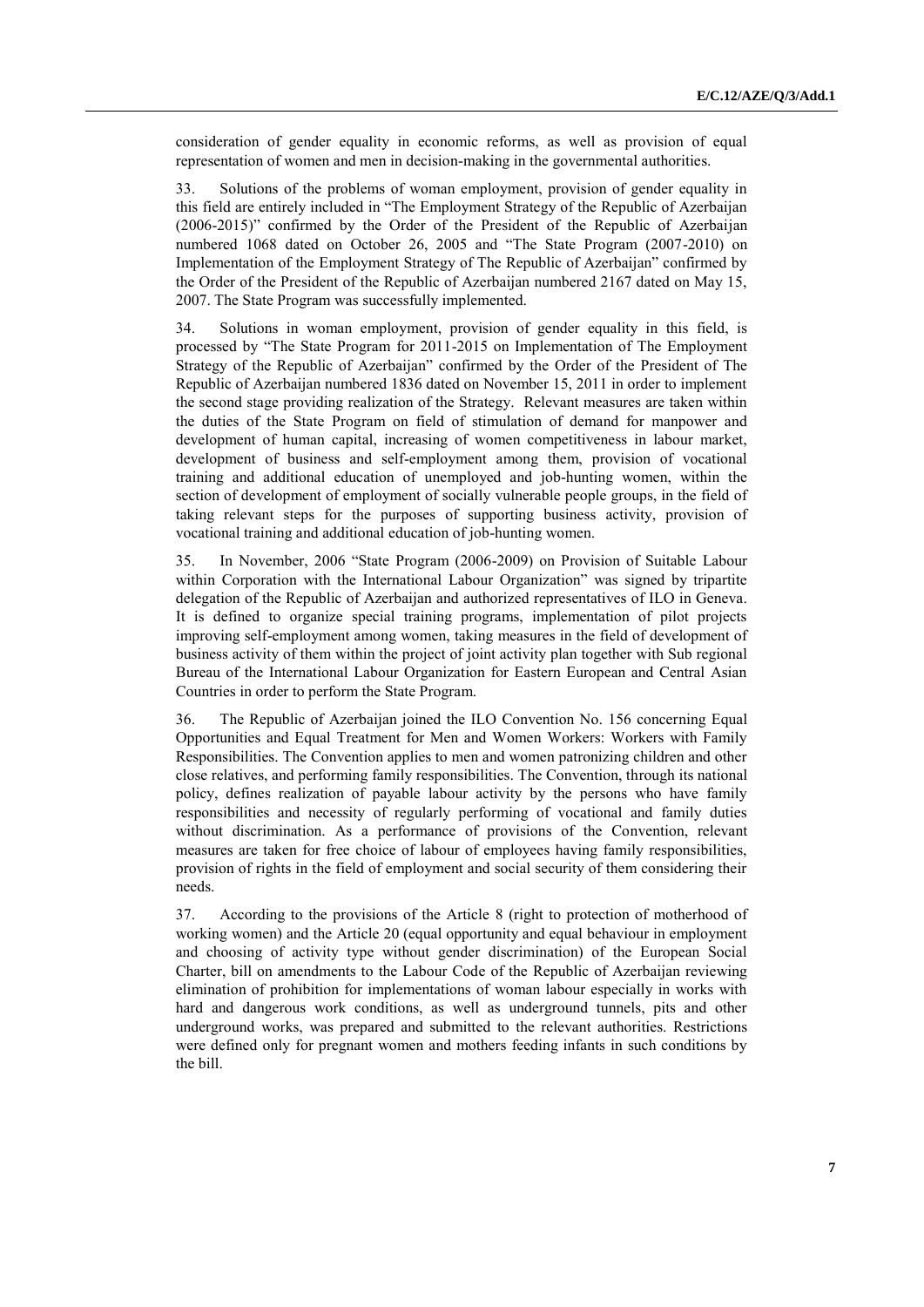consideration of gender equality in economic reforms, as well as provision of equal representation of women and men in decision-making in the governmental authorities.

33. Solutions of the problems of woman employment, provision of gender equality in this field are entirely included in "The Employment Strategy of the Republic of Azerbaijan (2006-2015)" confirmed by the Order of the President of the Republic of Azerbaijan numbered 1068 dated on October 26, 2005 and "The State Program (2007-2010) on Implementation of the Employment Strategy of The Republic of Azerbaijan" confirmed by the Order of the President of the Republic of Azerbaijan numbered 2167 dated on May 15, 2007. The State Program was successfully implemented.

34. Solutions in woman employment, provision of gender equality in this field, is processed by "The State Program for 2011-2015 on Implementation of The Employment Strategy of the Republic of Azerbaijan" confirmed by the Order of the President of The Republic of Azerbaijan numbered 1836 dated on November 15, 2011 in order to implement the second stage providing realization of the Strategy. Relevant measures are taken within the duties of the State Program on field of stimulation of demand for manpower and development of human capital, increasing of women competitiveness in labour market, development of business and self-employment among them, provision of vocational training and additional education of unemployed and job-hunting women, within the section of development of employment of socially vulnerable people groups, in the field of taking relevant steps for the purposes of supporting business activity, provision of vocational training and additional education of job-hunting women.

35. In November, 2006 "State Program (2006-2009) on Provision of Suitable Labour within Corporation with the International Labour Organization" was signed by tripartite delegation of the Republic of Azerbaijan and authorized representatives of ILO in Geneva. It is defined to organize special training programs, implementation of pilot projects improving self-employment among women, taking measures in the field of development of business activity of them within the project of joint activity plan together with Sub regional Bureau of the International Labour Organization for Eastern European and Central Asian Countries in order to perform the State Program.

36. The Republic of Azerbaijan joined the ILO Convention No. 156 concerning Equal Opportunities and Equal Treatment for Men and Women Workers: Workers with Family Responsibilities. The Convention applies to men and women patronizing children and other close relatives, and performing family responsibilities. The Convention, through its national policy, defines realization of payable labour activity by the persons who have family responsibilities and necessity of regularly performing of vocational and family duties without discrimination. As a performance of provisions of the Convention, relevant measures are taken for free choice of labour of employees having family responsibilities, provision of rights in the field of employment and social security of them considering their needs.

37. According to the provisions of the Article 8 (right to protection of motherhood of working women) and the Article 20 (equal opportunity and equal behaviour in employment and choosing of activity type without gender discrimination) of the European Social Charter, bill on amendments to the Labour Code of the Republic of Azerbaijan reviewing elimination of prohibition for implementations of woman labour especially in works with hard and dangerous work conditions, as well as underground tunnels, pits and other underground works, was prepared and submitted to the relevant authorities. Restrictions were defined only for pregnant women and mothers feeding infants in such conditions by the bill.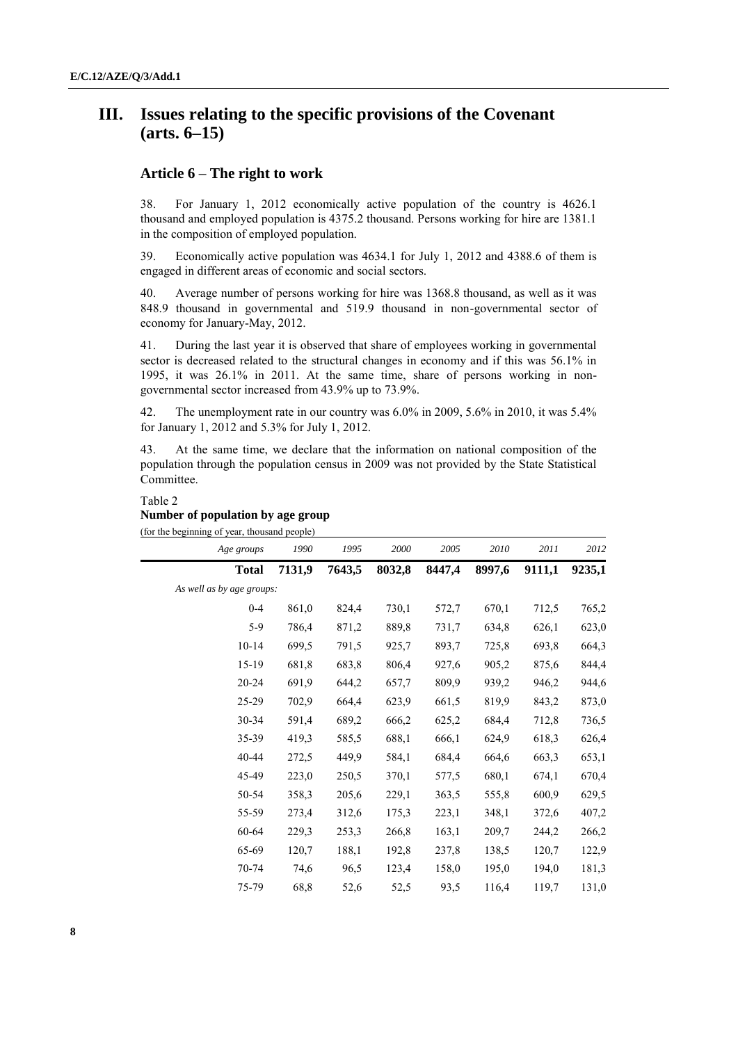# III. Issues relating to the specific provisions of the Covenant (arts. 6–15)

## Article 6 – The right to work

38. For January 1, 2012 economically active population of the country is 4626.1 thousand and employed population is 4375.2 thousand. Persons working for hire are 1381.1 in the composition of employed population.

39. Economically active population was 4634.1 for July 1, 2012 and 4388.6 of them is engaged in different areas of economic and social sectors.

40. Average number of persons working for hire was 1368.8 thousand, as well as it was 848.9 thousand in governmental and 519.9 thousand in non-governmental sector of economy for January-May, 2012.

41. During the last year it is observed that share of employees working in governmental sector is decreased related to the structural changes in economy and if this was 56.1% in 1995, it was 26.1% in 2011. At the same time, share of persons working in non-governmental sector increased from 43.9% up to 73.9%.

42. The unemployment rate in our country was 6.0% in 2009, 5.6% in 2010, it was 5.4% for January 1, 2012 and 5.3% for July 1, 2012.

43. At the same time, we declare that the information on national composition of the population through the population census in 2009 was not provided by the State Statistical Committee.

Table 2
**Number of population by age group**
(for the beginning of year, thousand people)

| *Age groups* | *1990* | *1995* | *2000* | *2005* | *2010* | *2011* | *2012* |
|---|---|---|---|---|---|---|---|
| **Total** | **7131,9** | **7643,5** | **8032,8** | **8447,4** | **8997,6** | **9111,1** | **9235,1** |
| *As well as by age groups:* | | | | | | | |
| 0-4 | 861,0 | 824,4 | 730,1 | 572,7 | 670,1 | 712,5 | 765,2 |
| 5-9 | 786,4 | 871,2 | 889,8 | 731,7 | 634,8 | 626,1 | 623,0 |
| 10-14 | 699,5 | 791,5 | 925,7 | 893,7 | 725,8 | 693,8 | 664,3 |
| 15-19 | 681,8 | 683,8 | 806,4 | 927,6 | 905,2 | 875,6 | 844,4 |
| 20-24 | 691,9 | 644,2 | 657,7 | 809,9 | 939,2 | 946,2 | 944,6 |
| 25-29 | 702,9 | 664,4 | 623,9 | 661,5 | 819,9 | 843,2 | 873,0 |
| 30-34 | 591,4 | 689,2 | 666,2 | 625,2 | 684,4 | 712,8 | 736,5 |
| 35-39 | 419,3 | 585,5 | 688,1 | 666,1 | 624,9 | 618,3 | 626,4 |
| 40-44 | 272,5 | 449,9 | 584,1 | 684,4 | 664,6 | 663,3 | 653,1 |
| 45-49 | 223,0 | 250,5 | 370,1 | 577,5 | 680,1 | 674,1 | 670,4 |
| 50-54 | 358,3 | 205,6 | 229,1 | 363,5 | 555,8 | 600,9 | 629,5 |
| 55-59 | 273,4 | 312,6 | 175,3 | 223,1 | 348,1 | 372,6 | 407,2 |
| 60-64 | 229,3 | 253,3 | 266,8 | 163,1 | 209,7 | 244,2 | 266,2 |
| 65-69 | 120,7 | 188,1 | 192,8 | 237,8 | 138,5 | 120,7 | 122,9 |
| 70-74 | 74,6 | 96,5 | 123,4 | 158,0 | 195,0 | 194,0 | 181,3 |
| 75-79 | 68,8 | 52,6 | 52,5 | 93,5 | 116,4 | 119,7 | 131,0 |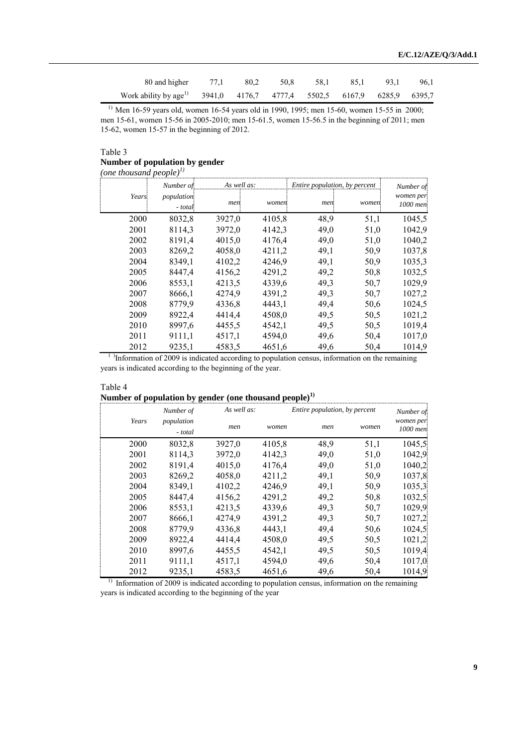| | | | | | | | |
|---|---|---|---|---|---|---|---|
| 80 and higher | 77,1 | 80,2 | 50,8 | 58,1 | 85,1 | 93,1 | 96,1 |
| Work ability by age[1] | 3941,0 | 4176,7 | 4777,4 | 5502,5 | 6167,9 | 6285,9 | 6395,7 |

[1] Men 16-59 years old, women 16-54 years old in 1990, 1995; men 15-60, women 15-55 in 2000; men 15-61, women 15-56 in 2005-2010; men 15-61.5, women 15-56.5 in the beginning of 2011; men 15-62, women 15-57 in the beginning of 2012.

Table 3
**Number of population by gender**
*(one thousand people)*[1]

| *Years* | *Number of population - total* | *As well as:* | | *Entire population, by percent* | | *Number of women per 1000 men* |
|---|---|---|---|---|---|---|
| | | *men* | *women* | *men* | *women* | |
| 2000 | 8032,8 | 3927,0 | 4105,8 | 48,9 | 51,1 | 1045,5 |
| 2001 | 8114,3 | 3972,0 | 4142,3 | 49,0 | 51,0 | 1042,9 |
| 2002 | 8191,4 | 4015,0 | 4176,4 | 49,0 | 51,0 | 1040,2 |
| 2003 | 8269,2 | 4058,0 | 4211,2 | 49,1 | 50,9 | 1037,8 |
| 2004 | 8349,1 | 4102,2 | 4246,9 | 49,1 | 50,9 | 1035,3 |
| 2005 | 8447,4 | 4156,2 | 4291,2 | 49,2 | 50,8 | 1032,5 |
| 2006 | 8553,1 | 4213,5 | 4339,6 | 49,3 | 50,7 | 1029,9 |
| 2007 | 8666,1 | 4274,9 | 4391,2 | 49,3 | 50,7 | 1027,2 |
| 2008 | 8779,9 | 4336,8 | 4443,1 | 49,4 | 50,6 | 1024,5 |
| 2009 | 8922,4 | 4414,4 | 4508,0 | 49,5 | 50,5 | 1021,2 |
| 2010 | 8997,6 | 4455,5 | 4542,1 | 49,5 | 50,5 | 1019,4 |
| 2011 | 9111,1 | 4517,1 | 4594,0 | 49,6 | 50,4 | 1017,0 |
| 2012 | 9235,1 | 4583,5 | 4651,6 | 49,6 | 50,4 | 1014,9 |

[1] Information of 2009 is indicated according to population census, information on the remaining years is indicated according to the beginning of the year.

Table 4
**Number of population by gender (one thousand people)**[1]

| *Years* | *Number of population - total* | *As well as:* | | *Entire population, by percent* | | *Number of women per 1000 men* |
|---|---|---|---|---|---|---|
| | | *men* | *women* | *men* | *women* | |
| 2000 | 8032,8 | 3927,0 | 4105,8 | 48,9 | 51,1 | 1045,5 |
| 2001 | 8114,3 | 3972,0 | 4142,3 | 49,0 | 51,0 | 1042,9 |
| 2002 | 8191,4 | 4015,0 | 4176,4 | 49,0 | 51,0 | 1040,2 |
| 2003 | 8269,2 | 4058,0 | 4211,2 | 49,1 | 50,9 | 1037,8 |
| 2004 | 8349,1 | 4102,2 | 4246,9 | 49,1 | 50,9 | 1035,3 |
| 2005 | 8447,4 | 4156,2 | 4291,2 | 49,2 | 50,8 | 1032,5 |
| 2006 | 8553,1 | 4213,5 | 4339,6 | 49,3 | 50,7 | 1029,9 |
| 2007 | 8666,1 | 4274,9 | 4391,2 | 49,3 | 50,7 | 1027,2 |
| 2008 | 8779,9 | 4336,8 | 4443,1 | 49,4 | 50,6 | 1024,5 |
| 2009 | 8922,4 | 4414,4 | 4508,0 | 49,5 | 50,5 | 1021,2 |
| 2010 | 8997,6 | 4455,5 | 4542,1 | 49,5 | 50,5 | 1019,4 |
| 2011 | 9111,1 | 4517,1 | 4594,0 | 49,6 | 50,4 | 1017,0 |
| 2012 | 9235,1 | 4583,5 | 4651,6 | 49,6 | 50,4 | 1014,9 |

[1] Information of 2009 is indicated according to population census, information on the remaining years is indicated according to the beginning of the year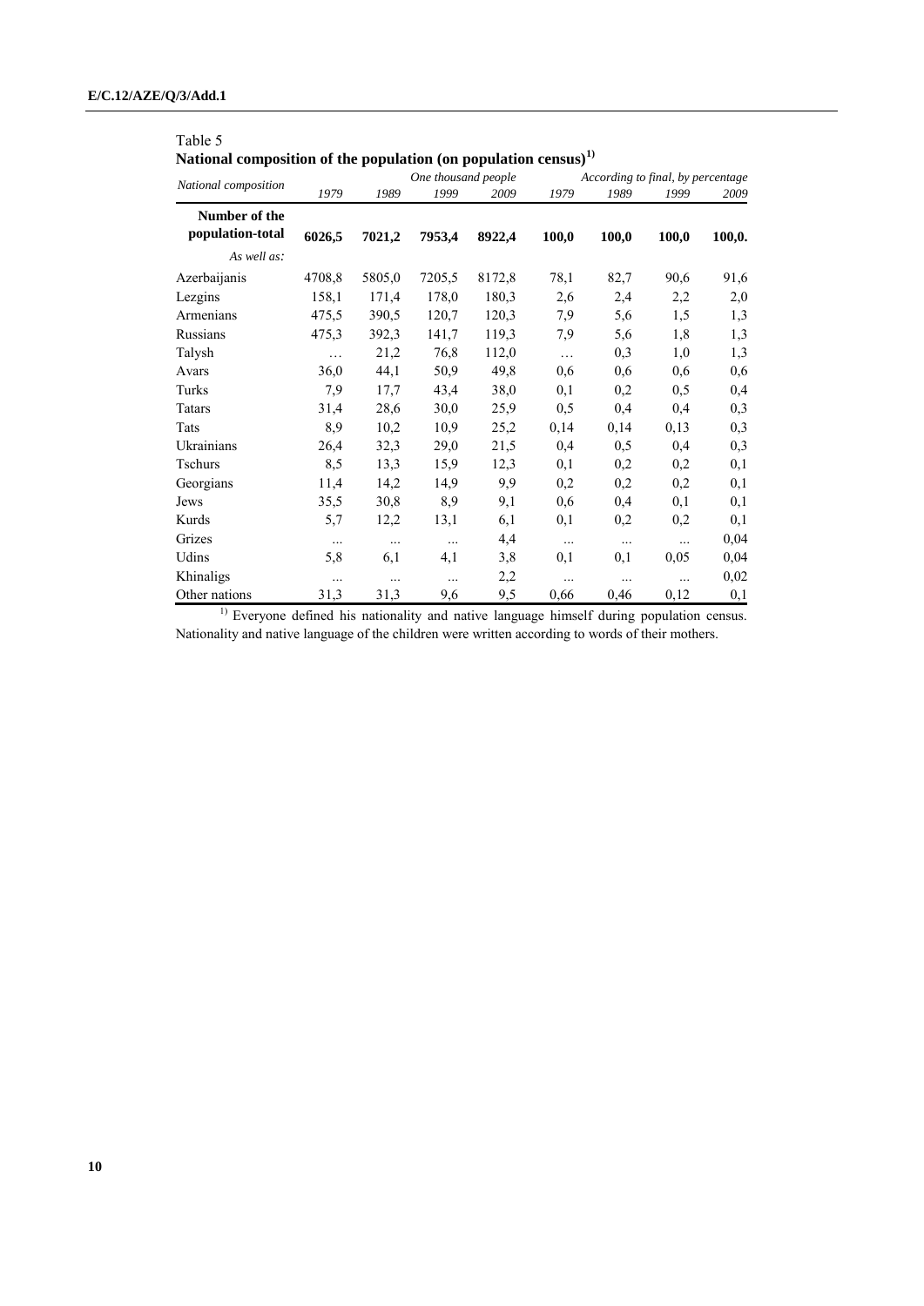Table 5

**National composition of the population (on population census)[1)]**

| *National composition* | *One thousand people* | | | | *According to final, by percentage* | | | |
|---|---|---|---|---|---|---|---|---|
| | *1979* | *1989* | *1999* | *2009* | *1979* | *1989* | *1999* | *2009* |
| **Number of the population-total** | **6026,5** | **7021,2** | **7953,4** | **8922,4** | **100,0** | **100,0** | **100,0** | **100,0.** |
| *As well as:* | | | | | | | | |
| Azerbaijanis | 4708,8 | 5805,0 | 7205,5 | 8172,8 | 78,1 | 82,7 | 90,6 | 91,6 |
| Lezgins | 158,1 | 171,4 | 178,0 | 180,3 | 2,6 | 2,4 | 2,2 | 2,0 |
| Armenians | 475,5 | 390,5 | 120,7 | 120,3 | 7,9 | 5,6 | 1,5 | 1,3 |
| Russians | 475,3 | 392,3 | 141,7 | 119,3 | 7,9 | 5,6 | 1,8 | 1,3 |
| Talysh | … | 21,2 | 76,8 | 112,0 | … | 0,3 | 1,0 | 1,3 |
| Avars | 36,0 | 44,1 | 50,9 | 49,8 | 0,6 | 0,6 | 0,6 | 0,6 |
| Turks | 7,9 | 17,7 | 43,4 | 38,0 | 0,1 | 0,2 | 0,5 | 0,4 |
| Tatars | 31,4 | 28,6 | 30,0 | 25,9 | 0,5 | 0,4 | 0,4 | 0,3 |
| Tats | 8,9 | 10,2 | 10,9 | 25,2 | 0,14 | 0,14 | 0,13 | 0,3 |
| Ukrainians | 26,4 | 32,3 | 29,0 | 21,5 | 0,4 | 0,5 | 0,4 | 0,3 |
| Tschurs | 8,5 | 13,3 | 15,9 | 12,3 | 0,1 | 0,2 | 0,2 | 0,1 |
| Georgians | 11,4 | 14,2 | 14,9 | 9,9 | 0,2 | 0,2 | 0,2 | 0,1 |
| Jews | 35,5 | 30,8 | 8,9 | 9,1 | 0,6 | 0,4 | 0,1 | 0,1 |
| Kurds | 5,7 | 12,2 | 13,1 | 6,1 | 0,1 | 0,2 | 0,2 | 0,1 |
| Grizes | ... | ... | ... | 4,4 | ... | ... | ... | 0,04 |
| Udins | 5,8 | 6,1 | 4,1 | 3,8 | 0,1 | 0,1 | 0,05 | 0,04 |
| Khinaligs | ... | ... | ... | 2,2 | ... | ... | ... | 0,02 |
| Other nations | 31,3 | 31,3 | 9,6 | 9,5 | 0,66 | 0,46 | 0,12 | 0,1 |

[1)] Everyone defined his nationality and native language himself during population census. Nationality and native language of the children were written according to words of their mothers.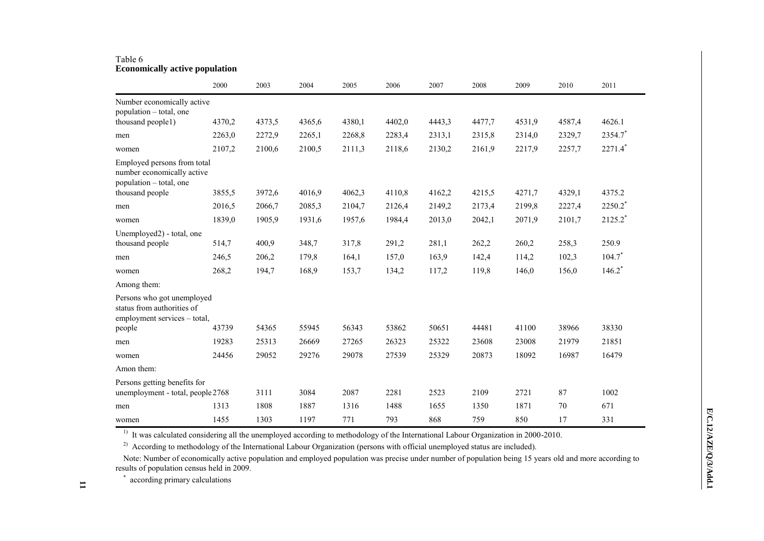Table 6
**Economically active population**

| | 2000 | 2003 | 2004 | 2005 | 2006 | 2007 | 2008 | 2009 | 2010 | 2011 |
|---|---|---|---|---|---|---|---|---|---|---|
| Number economically active population – total, one thousand people1) | 4370,2 | 4373,5 | 4365,6 | 4380,1 | 4402,0 | 4443,3 | 4477,7 | 4531,9 | 4587,4 | 4626.1 |
| men | 2263,0 | 2272,9 | 2265,1 | 2268,8 | 2283,4 | 2313,1 | 2315,8 | 2314,0 | 2329,7 | 2354.7* |
| women | 2107,2 | 2100,6 | 2100,5 | 2111,3 | 2118,6 | 2130,2 | 2161,9 | 2217,9 | 2257,7 | 2271.4* |
| Employed persons from total number economically active population – total, one thousand people | 3855,5 | 3972,6 | 4016,9 | 4062,3 | 4110,8 | 4162,2 | 4215,5 | 4271,7 | 4329,1 | 4375.2 |
| men | 2016,5 | 2066,7 | 2085,3 | 2104,7 | 2126,4 | 2149,2 | 2173,4 | 2199,8 | 2227,4 | 2250.2* |
| women | 1839,0 | 1905,9 | 1931,6 | 1957,6 | 1984,4 | 2013,0 | 2042,1 | 2071,9 | 2101,7 | 2125.2* |
| Unemployed2) - total, one thousand people | 514,7 | 400,9 | 348,7 | 317,8 | 291,2 | 281,1 | 262,2 | 260,2 | 258,3 | 250.9 |
| men | 246,5 | 206,2 | 179,8 | 164,1 | 157,0 | 163,9 | 142,4 | 114,2 | 102,3 | 104.7* |
| women | 268,2 | 194,7 | 168,9 | 153,7 | 134,2 | 117,2 | 119,8 | 146,0 | 156,0 | 146.2* |
| Among them: | | | | | | | | | | |
| Persons who got unemployed status from authorities of employment services – total, people | 43739 | 54365 | 55945 | 56343 | 53862 | 50651 | 44481 | 41100 | 38966 | 38330 |
| men | 19283 | 25313 | 26669 | 27265 | 26323 | 25322 | 23608 | 23008 | 21979 | 21851 |
| women | 24456 | 29052 | 29276 | 29078 | 27539 | 25329 | 20873 | 18092 | 16987 | 16479 |
| Amon them: | | | | | | | | | | |
| Persons getting benefits for unemployment - total, people | 2768 | 3111 | 3084 | 2087 | 2281 | 2523 | 2109 | 2721 | 87 | 1002 |
| men | 1313 | 1808 | 1887 | 1316 | 1488 | 1655 | 1350 | 1871 | 70 | 671 |
| women | 1455 | 1303 | 1197 | 771 | 793 | 868 | 759 | 850 | 17 | 331 |

1) It was calculated considering all the unemployed according to methodology of the International Labour Organization in 2000-2010.

2) According to methodology of the International Labour Organization (persons with official unemployed status are included).

Note: Number of economically active population and employed population was precise under number of population being 15 years old and more according to results of population census held in 2009.

\* according primary calculations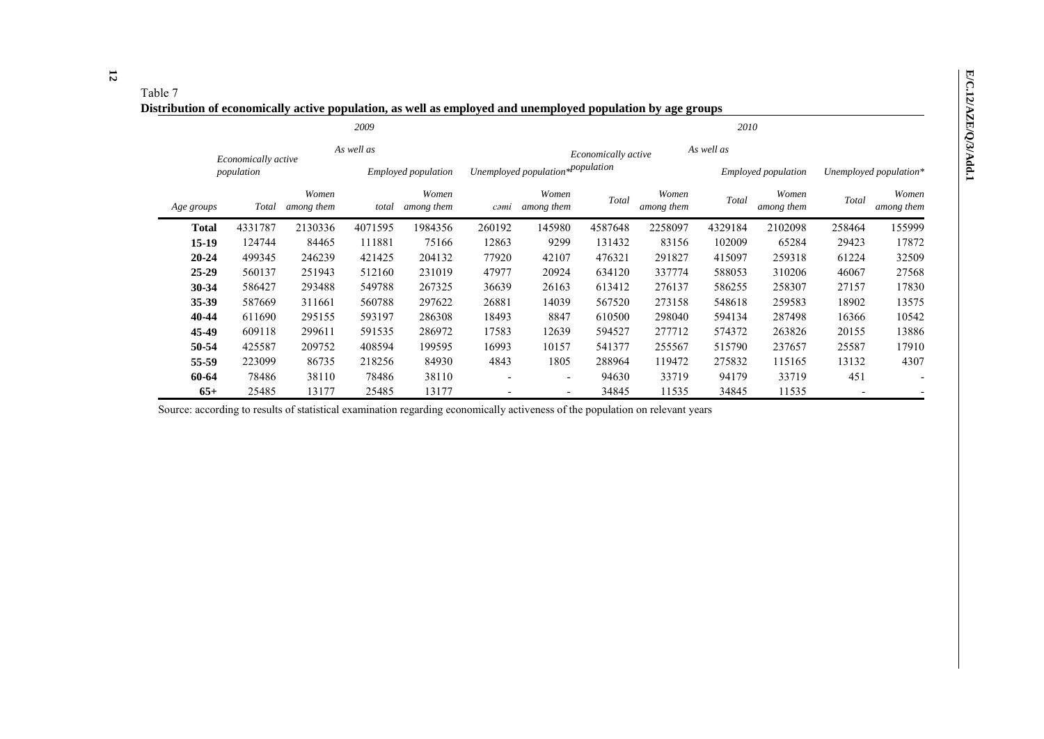Table 7

**Distribution of economically active population, as well as employed and unemployed population by age groups**

| | 2009 | | | | | | 2010 | | | | | |
|---|---|---|---|---|---|---|---|---|---|---|---|---|
| | Economically active population | | As well as | | | | Economically active population | | As well as | | | |
| | | | Employed population | | Unemployed population* | | | | Employed population | | Unemployed population* | |
| *Age groups* | *Total* | *Women among them* | *total* | *Women among them* | *cəmi* | *Women among them* | *Total* | *Women among them* | *Total* | *Women among them* | *Total* | *Women among them* |
| **Total** | 4331787 | 2130336 | 4071595 | 1984356 | 260192 | 145980 | 4587648 | 2258097 | 4329184 | 2102098 | 258464 | 155999 |
| **15-19** | 124744 | 84465 | 111881 | 75166 | 12863 | 9299 | 131432 | 83156 | 102009 | 65284 | 29423 | 17872 |
| **20-24** | 499345 | 246239 | 421425 | 204132 | 77920 | 42107 | 476321 | 291827 | 415097 | 259318 | 61224 | 32509 |
| **25-29** | 560137 | 251943 | 512160 | 231019 | 47977 | 20924 | 634120 | 337774 | 588053 | 310206 | 46067 | 27568 |
| **30-34** | 586427 | 293488 | 549788 | 267325 | 36639 | 26163 | 613412 | 276137 | 586255 | 258307 | 27157 | 17830 |
| **35-39** | 587669 | 311661 | 560788 | 297622 | 26881 | 14039 | 567520 | 273158 | 548618 | 259583 | 18902 | 13575 |
| **40-44** | 611690 | 295155 | 593197 | 286308 | 18493 | 8847 | 610500 | 298040 | 594134 | 287498 | 16366 | 10542 |
| **45-49** | 609118 | 299611 | 591535 | 286972 | 17583 | 12639 | 594527 | 277712 | 574372 | 263826 | 20155 | 13886 |
| **50-54** | 425587 | 209752 | 408594 | 199595 | 16993 | 10157 | 541377 | 255567 | 515790 | 237657 | 25587 | 17910 |
| **55-59** | 223099 | 86735 | 218256 | 84930 | 4843 | 1805 | 288964 | 119472 | 275832 | 115165 | 13132 | 4307 |
| **60-64** | 78486 | 38110 | 78486 | 38110 | - | - | 94630 | 33719 | 94179 | 33719 | 451 | - |
| **65+** | 25485 | 13177 | 25485 | 13177 | - | - | 34845 | 11535 | 34845 | 11535 | - | - |

Source: according to results of statistical examination regarding economically activeness of the population on relevant years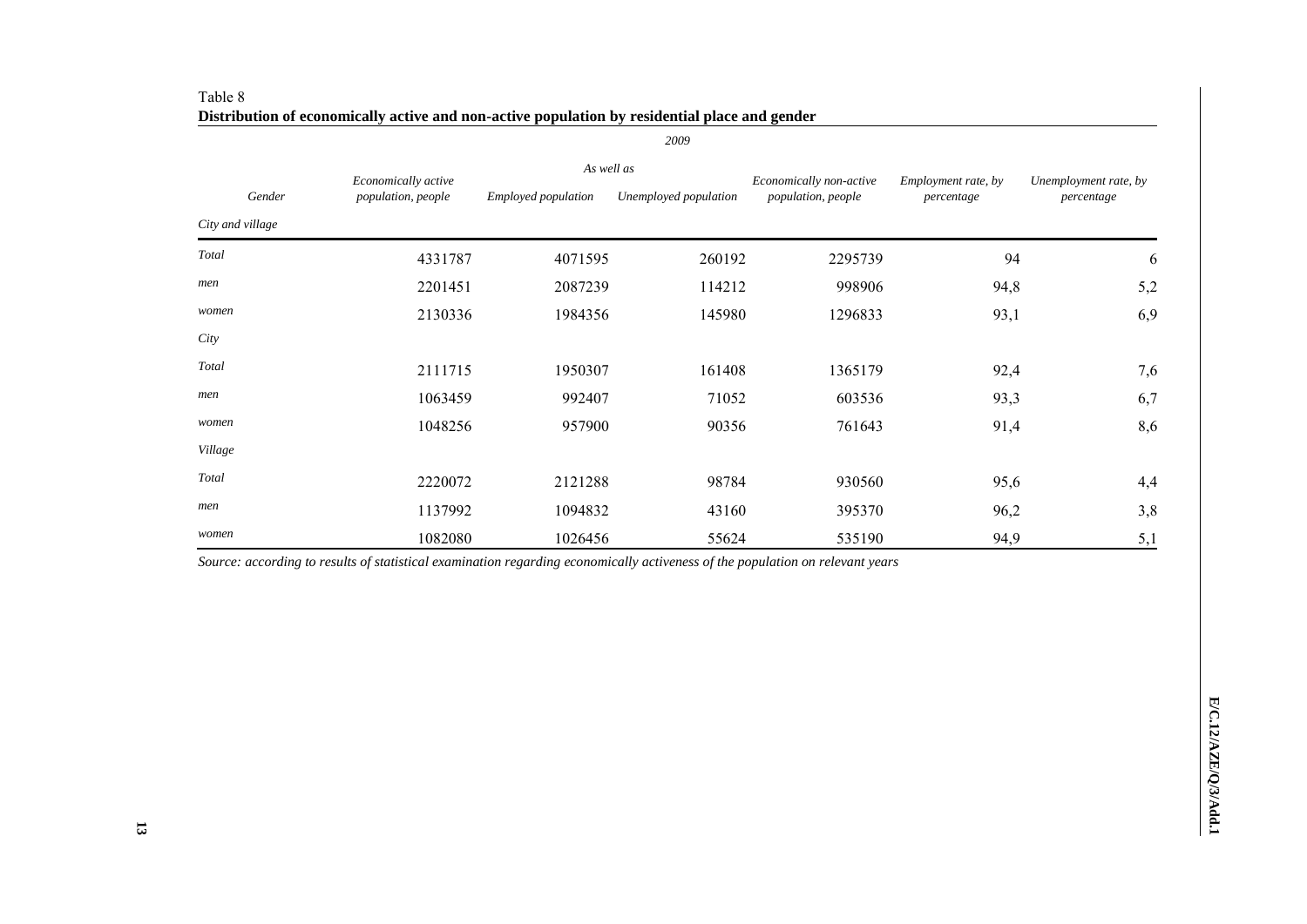Table 8

**Distribution of economically active and non-active population by residential place and gender**

| | *2009* | | | | | |
|---|---|---|---|---|---|---|
| | | *As well as* | | | | |
| *Gender* | *Economically active population, people* | *Employed population* | *Unemployed population* | *Economically non-active population, people* | *Employment rate, by percentage* | *Unemployment rate, by percentage* |
| *City and village* | | | | | | |
| *Total* | 4331787 | 4071595 | 260192 | 2295739 | 94 | 6 |
| *men* | 2201451 | 2087239 | 114212 | 998906 | 94,8 | 5,2 |
| *women* | 2130336 | 1984356 | 145980 | 1296833 | 93,1 | 6,9 |
| *City* | | | | | | |
| *Total* | 2111715 | 1950307 | 161408 | 1365179 | 92,4 | 7,6 |
| *men* | 1063459 | 992407 | 71052 | 603536 | 93,3 | 6,7 |
| *women* | 1048256 | 957900 | 90356 | 761643 | 91,4 | 8,6 |
| *Village* | | | | | | |
| *Total* | 2220072 | 2121288 | 98784 | 930560 | 95,6 | 4,4 |
| *men* | 1137992 | 1094832 | 43160 | 395370 | 96,2 | 3,8 |
| *women* | 1082080 | 1026456 | 55624 | 535190 | 94,9 | 5,1 |

*Source: according to results of statistical examination regarding economically activeness of the population on relevant years*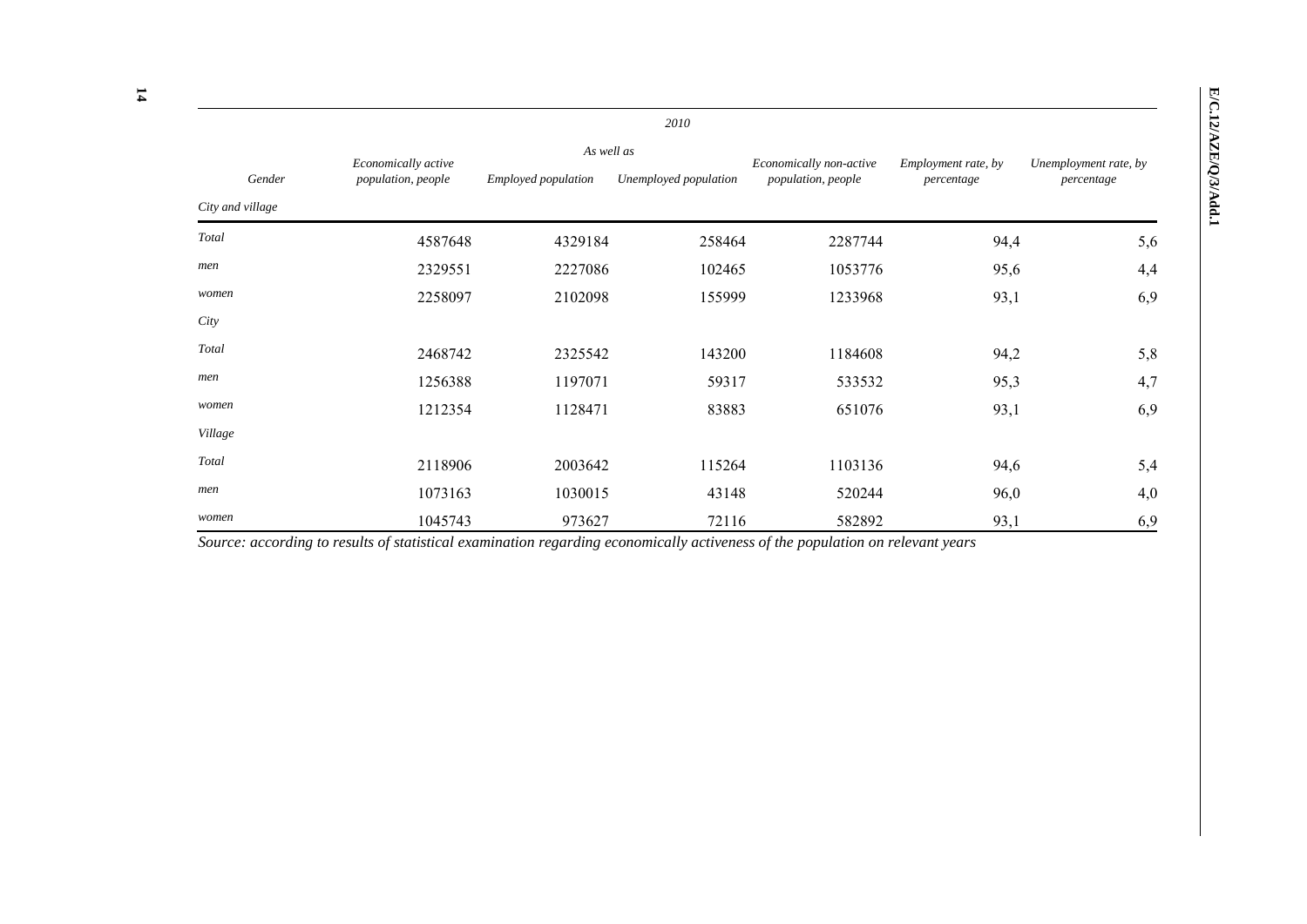| Gender | Economically active population, people | 2010 | | Economically non-active population, people | Employment rate, by percentage | Unemployment rate, by percentage |
|---|---|---|---|---|---|---|
| | | As well as | | | | |
| | | Employed population | Unemployed population | | | |
| City and village | | | | | | |
| Total | 4587648 | 4329184 | 258464 | 2287744 | 94,4 | 5,6 |
| men | 2329551 | 2227086 | 102465 | 1053776 | 95,6 | 4,4 |
| women | 2258097 | 2102098 | 155999 | 1233968 | 93,1 | 6,9 |
| City | | | | | | |
| Total | 2468742 | 2325542 | 143200 | 1184608 | 94,2 | 5,8 |
| men | 1256388 | 1197071 | 59317 | 533532 | 95,3 | 4,7 |
| women | 1212354 | 1128471 | 83883 | 651076 | 93,1 | 6,9 |
| Village | | | | | | |
| Total | 2118906 | 2003642 | 115264 | 1103136 | 94,6 | 5,4 |
| men | 1073163 | 1030015 | 43148 | 520244 | 96,0 | 4,0 |
| women | 1045743 | 973627 | 72116 | 582892 | 93,1 | 6,9 |

*Source: according to results of statistical examination regarding economically activeness of the population on relevant years*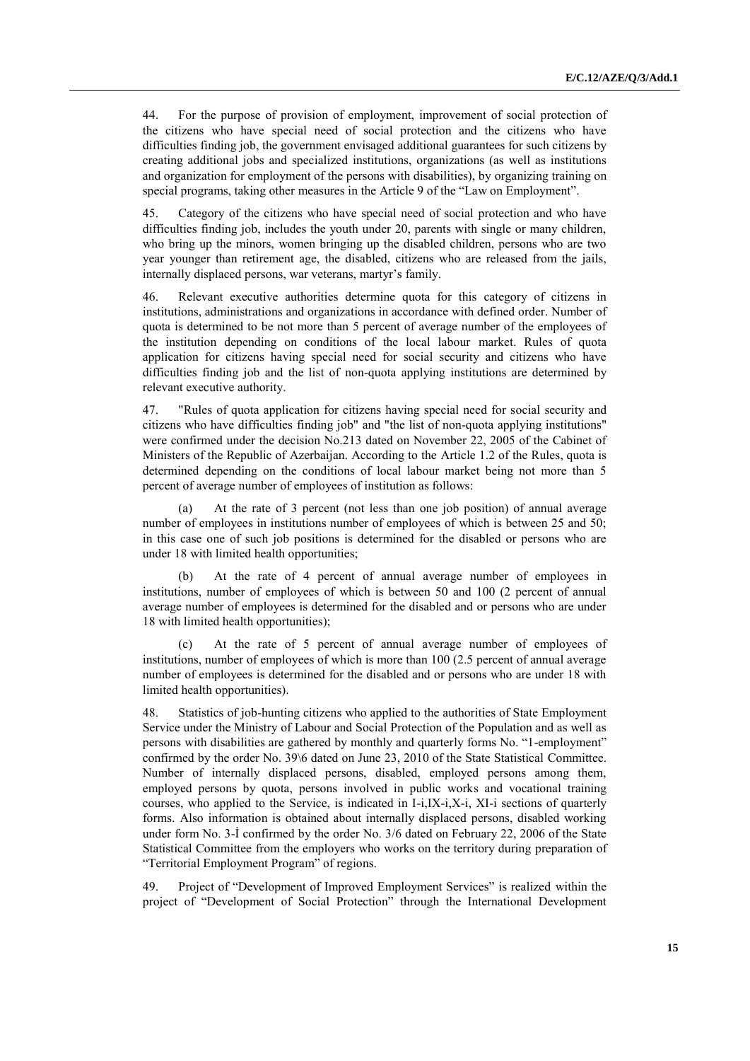44. For the purpose of provision of employment, improvement of social protection of the citizens who have special need of social protection and the citizens who have difficulties finding job, the government envisaged additional guarantees for such citizens by creating additional jobs and specialized institutions, organizations (as well as institutions and organization for employment of the persons with disabilities), by organizing training on special programs, taking other measures in the Article 9 of the "Law on Employment".

45. Category of the citizens who have special need of social protection and who have difficulties finding job, includes the youth under 20, parents with single or many children, who bring up the minors, women bringing up the disabled children, persons who are two year younger than retirement age, the disabled, citizens who are released from the jails, internally displaced persons, war veterans, martyr's family.

46. Relevant executive authorities determine quota for this category of citizens in institutions, administrations and organizations in accordance with defined order. Number of quota is determined to be not more than 5 percent of average number of the employees of the institution depending on conditions of the local labour market. Rules of quota application for citizens having special need for social security and citizens who have difficulties finding job and the list of non-quota applying institutions are determined by relevant executive authority.

47. "Rules of quota application for citizens having special need for social security and citizens who have difficulties finding job" and "the list of non-quota applying institutions" were confirmed under the decision No.213 dated on November 22, 2005 of the Cabinet of Ministers of the Republic of Azerbaijan. According to the Article 1.2 of the Rules, quota is determined depending on the conditions of local labour market being not more than 5 percent of average number of employees of institution as follows:

(a) At the rate of 3 percent (not less than one job position) of annual average number of employees in institutions number of employees of which is between 25 and 50; in this case one of such job positions is determined for the disabled or persons who are under 18 with limited health opportunities;

(b) At the rate of 4 percent of annual average number of employees in institutions, number of employees of which is between 50 and 100 (2 percent of annual average number of employees is determined for the disabled and or persons who are under 18 with limited health opportunities);

(c) At the rate of 5 percent of annual average number of employees of institutions, number of employees of which is more than 100 (2.5 percent of annual average number of employees is determined for the disabled and or persons who are under 18 with limited health opportunities).

48. Statistics of job-hunting citizens who applied to the authorities of State Employment Service under the Ministry of Labour and Social Protection of the Population and as well as persons with disabilities are gathered by monthly and quarterly forms No. "1-employment" confirmed by the order No. 39\6 dated on June 23, 2010 of the State Statistical Committee. Number of internally displaced persons, disabled, employed persons among them, employed persons by quota, persons involved in public works and vocational training courses, who applied to the Service, is indicated in I-i,IX-i,X-i, XI-i sections of quarterly forms. Also information is obtained about internally displaced persons, disabled working under form No. 3-İ confirmed by the order No. 3/6 dated on February 22, 2006 of the State Statistical Committee from the employers who works on the territory during preparation of "Territorial Employment Program" of regions.

49. Project of "Development of Improved Employment Services" is realized within the project of "Development of Social Protection" through the International Development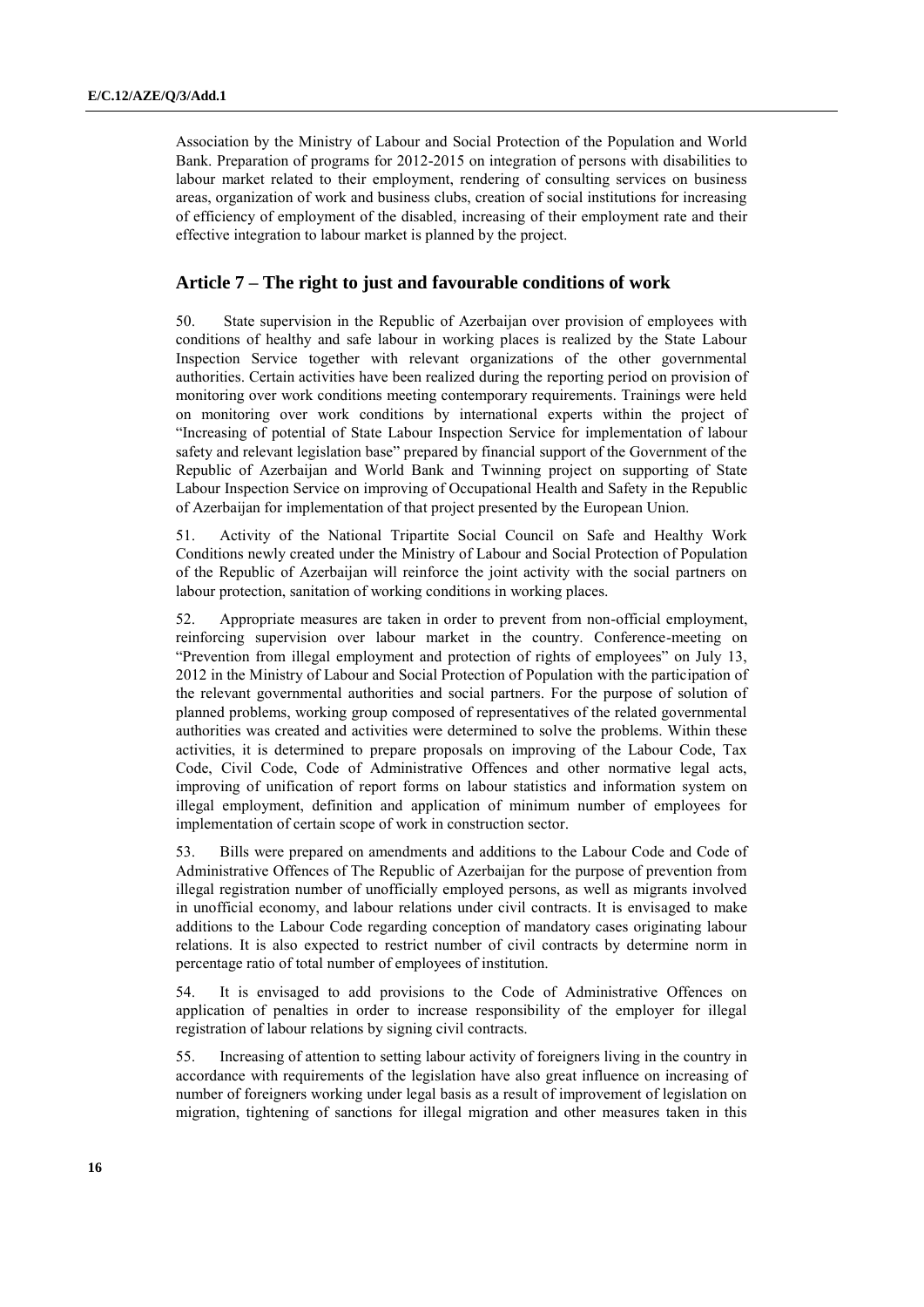Association by the Ministry of Labour and Social Protection of the Population and World Bank. Preparation of programs for 2012-2015 on integration of persons with disabilities to labour market related to their employment, rendering of consulting services on business areas, organization of work and business clubs, creation of social institutions for increasing of efficiency of employment of the disabled, increasing of their employment rate and their effective integration to labour market is planned by the project.

## Article 7 – The right to just and favourable conditions of work

50. State supervision in the Republic of Azerbaijan over provision of employees with conditions of healthy and safe labour in working places is realized by the State Labour Inspection Service together with relevant organizations of the other governmental authorities. Certain activities have been realized during the reporting period on provision of monitoring over work conditions meeting contemporary requirements. Trainings were held on monitoring over work conditions by international experts within the project of "Increasing of potential of State Labour Inspection Service for implementation of labour safety and relevant legislation base" prepared by financial support of the Government of the Republic of Azerbaijan and World Bank and Twinning project on supporting of State Labour Inspection Service on improving of Occupational Health and Safety in the Republic of Azerbaijan for implementation of that project presented by the European Union.

51. Activity of the National Tripartite Social Council on Safe and Healthy Work Conditions newly created under the Ministry of Labour and Social Protection of Population of the Republic of Azerbaijan will reinforce the joint activity with the social partners on labour protection, sanitation of working conditions in working places.

52. Appropriate measures are taken in order to prevent from non-official employment, reinforcing supervision over labour market in the country. Conference-meeting on "Prevention from illegal employment and protection of rights of employees" on July 13, 2012 in the Ministry of Labour and Social Protection of Population with the participation of the relevant governmental authorities and social partners. For the purpose of solution of planned problems, working group composed of representatives of the related governmental authorities was created and activities were determined to solve the problems. Within these activities, it is determined to prepare proposals on improving of the Labour Code, Tax Code, Civil Code, Code of Administrative Offences and other normative legal acts, improving of unification of report forms on labour statistics and information system on illegal employment, definition and application of minimum number of employees for implementation of certain scope of work in construction sector.

53. Bills were prepared on amendments and additions to the Labour Code and Code of Administrative Offences of The Republic of Azerbaijan for the purpose of prevention from illegal registration number of unofficially employed persons, as well as migrants involved in unofficial economy, and labour relations under civil contracts. It is envisaged to make additions to the Labour Code regarding conception of mandatory cases originating labour relations. It is also expected to restrict number of civil contracts by determine norm in percentage ratio of total number of employees of institution.

54. It is envisaged to add provisions to the Code of Administrative Offences on application of penalties in order to increase responsibility of the employer for illegal registration of labour relations by signing civil contracts.

55. Increasing of attention to setting labour activity of foreigners living in the country in accordance with requirements of the legislation have also great influence on increasing of number of foreigners working under legal basis as a result of improvement of legislation on migration, tightening of sanctions for illegal migration and other measures taken in this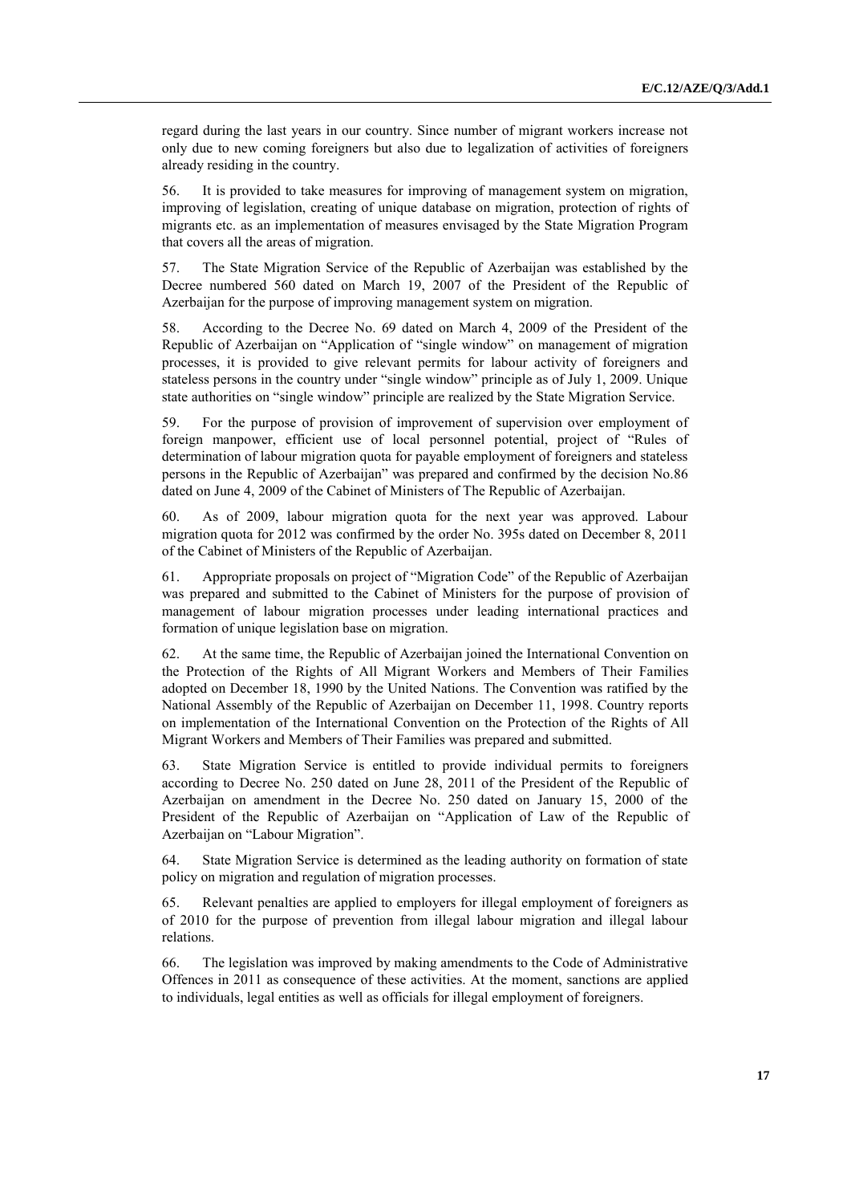regard during the last years in our country. Since number of migrant workers increase not only due to new coming foreigners but also due to legalization of activities of foreigners already residing in the country.

56. It is provided to take measures for improving of management system on migration, improving of legislation, creating of unique database on migration, protection of rights of migrants etc. as an implementation of measures envisaged by the State Migration Program that covers all the areas of migration.

57. The State Migration Service of the Republic of Azerbaijan was established by the Decree numbered 560 dated on March 19, 2007 of the President of the Republic of Azerbaijan for the purpose of improving management system on migration.

58. According to the Decree No. 69 dated on March 4, 2009 of the President of the Republic of Azerbaijan on "Application of "single window" on management of migration processes, it is provided to give relevant permits for labour activity of foreigners and stateless persons in the country under "single window" principle as of July 1, 2009. Unique state authorities on "single window" principle are realized by the State Migration Service.

59. For the purpose of provision of improvement of supervision over employment of foreign manpower, efficient use of local personnel potential, project of "Rules of determination of labour migration quota for payable employment of foreigners and stateless persons in the Republic of Azerbaijan" was prepared and confirmed by the decision No.86 dated on June 4, 2009 of the Cabinet of Ministers of The Republic of Azerbaijan.

60. As of 2009, labour migration quota for the next year was approved. Labour migration quota for 2012 was confirmed by the order No. 395s dated on December 8, 2011 of the Cabinet of Ministers of the Republic of Azerbaijan.

61. Appropriate proposals on project of "Migration Code" of the Republic of Azerbaijan was prepared and submitted to the Cabinet of Ministers for the purpose of provision of management of labour migration processes under leading international practices and formation of unique legislation base on migration.

62. At the same time, the Republic of Azerbaijan joined the International Convention on the Protection of the Rights of All Migrant Workers and Members of Their Families adopted on December 18, 1990 by the United Nations. The Convention was ratified by the National Assembly of the Republic of Azerbaijan on December 11, 1998. Country reports on implementation of the International Convention on the Protection of the Rights of All Migrant Workers and Members of Their Families was prepared and submitted.

63. State Migration Service is entitled to provide individual permits to foreigners according to Decree No. 250 dated on June 28, 2011 of the President of the Republic of Azerbaijan on amendment in the Decree No. 250 dated on January 15, 2000 of the President of the Republic of Azerbaijan on "Application of Law of the Republic of Azerbaijan on "Labour Migration".

64. State Migration Service is determined as the leading authority on formation of state policy on migration and regulation of migration processes.

65. Relevant penalties are applied to employers for illegal employment of foreigners as of 2010 for the purpose of prevention from illegal labour migration and illegal labour relations.

66. The legislation was improved by making amendments to the Code of Administrative Offences in 2011 as consequence of these activities. At the moment, sanctions are applied to individuals, legal entities as well as officials for illegal employment of foreigners.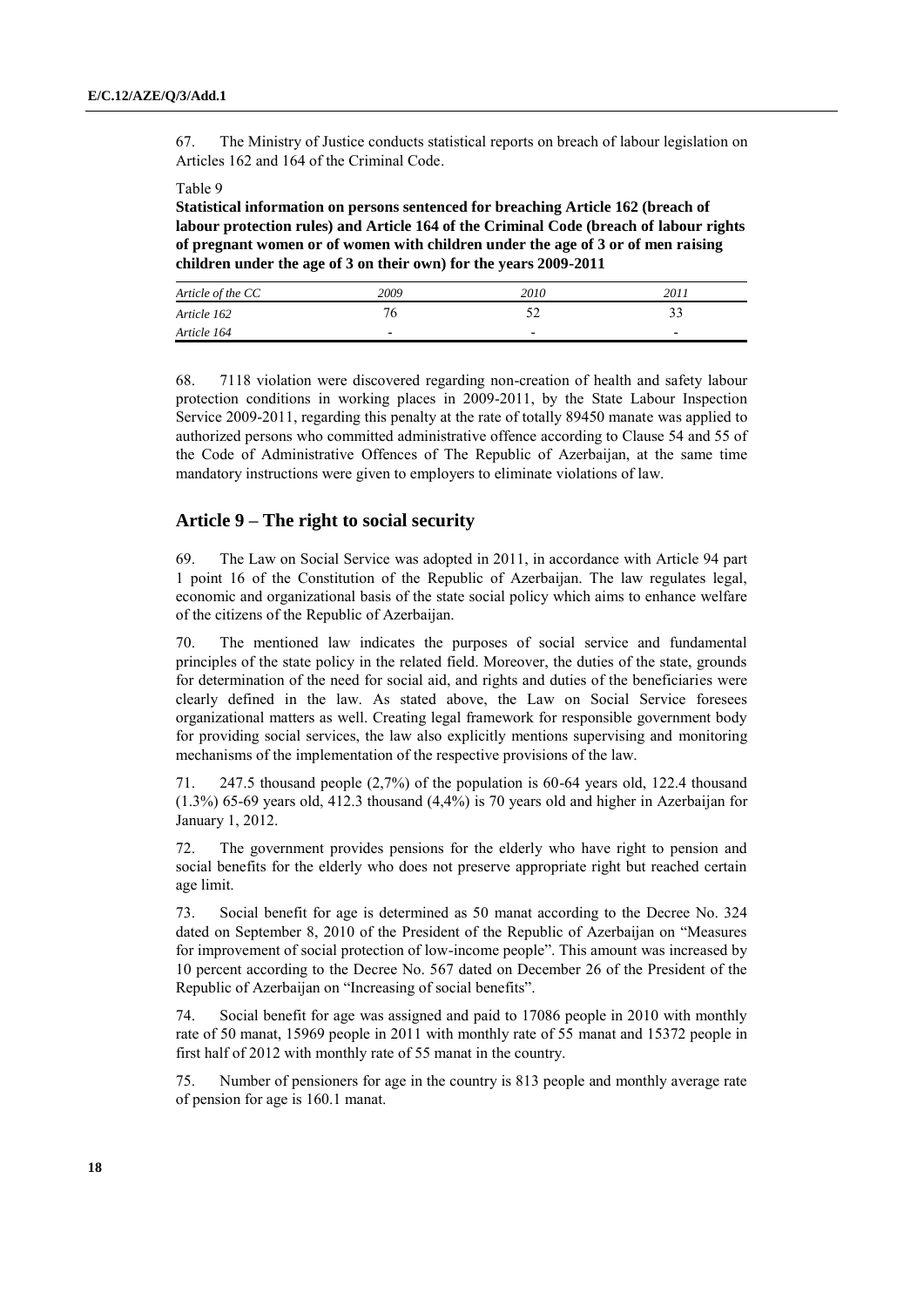67. The Ministry of Justice conducts statistical reports on breach of labour legislation on Articles 162 and 164 of the Criminal Code.

Table 9

**Statistical information on persons sentenced for breaching Article 162 (breach of labour protection rules) and Article 164 of the Criminal Code (breach of labour rights of pregnant women or of women with children under the age of 3 or of men raising children under the age of 3 on their own) for the years 2009-2011**

| *Article of the CC* | *2009* | *2010* | *2011* |
|---|---|---|---|
| *Article 162* | 76 | 52 | 33 |
| *Article 164* | - | - | - |

68. 7118 violation were discovered regarding non-creation of health and safety labour protection conditions in working places in 2009-2011, by the State Labour Inspection Service 2009-2011, regarding this penalty at the rate of totally 89450 manate was applied to authorized persons who committed administrative offence according to Clause 54 and 55 of the Code of Administrative Offences of The Republic of Azerbaijan, at the same time mandatory instructions were given to employers to eliminate violations of law.

## Article 9 – The right to social security

69. The Law on Social Service was adopted in 2011, in accordance with Article 94 part 1 point 16 of the Constitution of the Republic of Azerbaijan. The law regulates legal, economic and organizational basis of the state social policy which aims to enhance welfare of the citizens of the Republic of Azerbaijan.

70. The mentioned law indicates the purposes of social service and fundamental principles of the state policy in the related field. Moreover, the duties of the state, grounds for determination of the need for social aid, and rights and duties of the beneficiaries were clearly defined in the law. As stated above, the Law on Social Service foresees organizational matters as well. Creating legal framework for responsible government body for providing social services, the law also explicitly mentions supervising and monitoring mechanisms of the implementation of the respective provisions of the law.

71. 247.5 thousand people (2,7%) of the population is 60-64 years old, 122.4 thousand (1.3%) 65-69 years old, 412.3 thousand (4,4%) is 70 years old and higher in Azerbaijan for January 1, 2012.

72. The government provides pensions for the elderly who have right to pension and social benefits for the elderly who does not preserve appropriate right but reached certain age limit.

73. Social benefit for age is determined as 50 manat according to the Decree No. 324 dated on September 8, 2010 of the President of the Republic of Azerbaijan on "Measures for improvement of social protection of low-income people". This amount was increased by 10 percent according to the Decree No. 567 dated on December 26 of the President of the Republic of Azerbaijan on "Increasing of social benefits".

74. Social benefit for age was assigned and paid to 17086 people in 2010 with monthly rate of 50 manat, 15969 people in 2011 with monthly rate of 55 manat and 15372 people in first half of 2012 with monthly rate of 55 manat in the country.

75. Number of pensioners for age in the country is 813 people and monthly average rate of pension for age is 160.1 manat.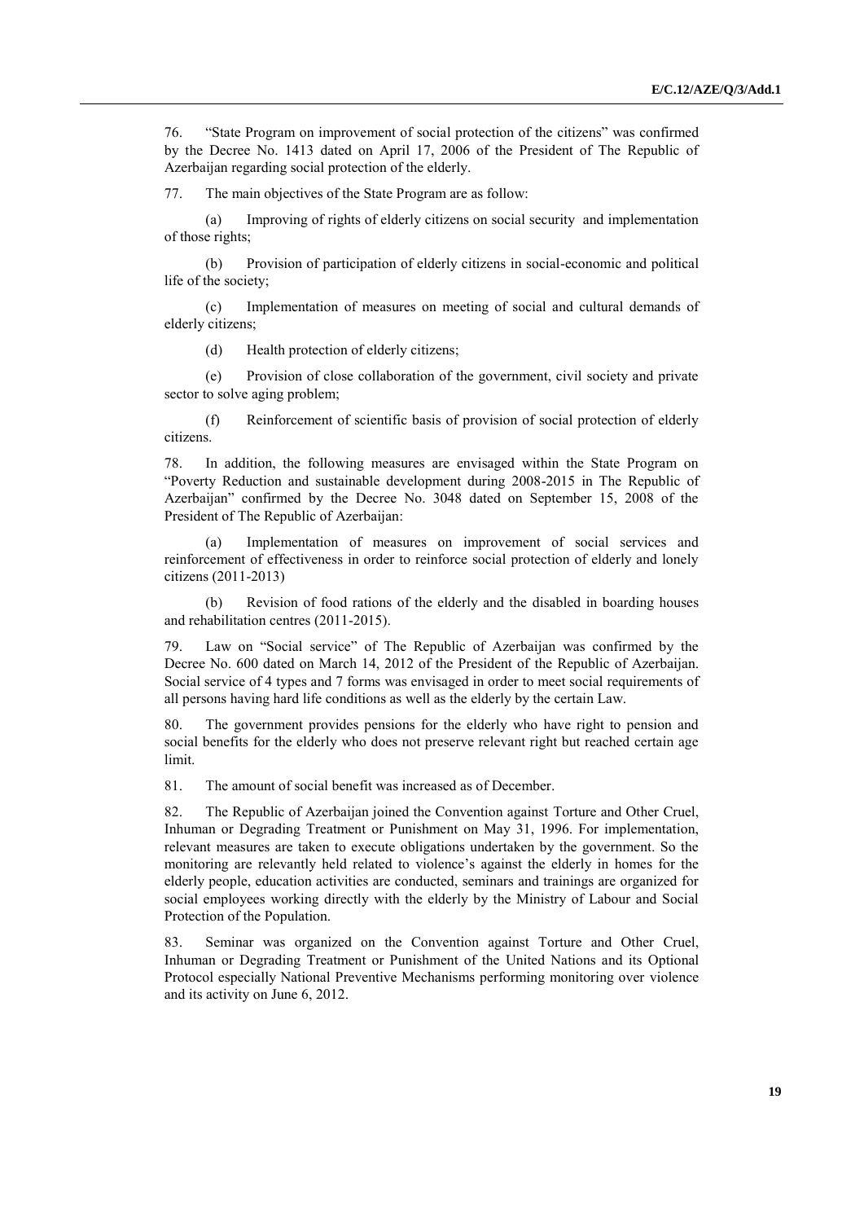76. "State Program on improvement of social protection of the citizens" was confirmed by the Decree No. 1413 dated on April 17, 2006 of the President of The Republic of Azerbaijan regarding social protection of the elderly.

77. The main objectives of the State Program are as follow:

(a) Improving of rights of elderly citizens on social security and implementation of those rights;

(b) Provision of participation of elderly citizens in social-economic and political life of the society;

(c) Implementation of measures on meeting of social and cultural demands of elderly citizens;

(d) Health protection of elderly citizens;

(e) Provision of close collaboration of the government, civil society and private sector to solve aging problem;

(f) Reinforcement of scientific basis of provision of social protection of elderly citizens.

78. In addition, the following measures are envisaged within the State Program on "Poverty Reduction and sustainable development during 2008-2015 in The Republic of Azerbaijan" confirmed by the Decree No. 3048 dated on September 15, 2008 of the President of The Republic of Azerbaijan:

(a) Implementation of measures on improvement of social services and reinforcement of effectiveness in order to reinforce social protection of elderly and lonely citizens (2011-2013)

(b) Revision of food rations of the elderly and the disabled in boarding houses and rehabilitation centres (2011-2015).

79. Law on "Social service" of The Republic of Azerbaijan was confirmed by the Decree No. 600 dated on March 14, 2012 of the President of the Republic of Azerbaijan. Social service of 4 types and 7 forms was envisaged in order to meet social requirements of all persons having hard life conditions as well as the elderly by the certain Law.

80. The government provides pensions for the elderly who have right to pension and social benefits for the elderly who does not preserve relevant right but reached certain age limit.

81. The amount of social benefit was increased as of December.

82. The Republic of Azerbaijan joined the Convention against Torture and Other Cruel, Inhuman or Degrading Treatment or Punishment on May 31, 1996. For implementation, relevant measures are taken to execute obligations undertaken by the government. So the monitoring are relevantly held related to violence's against the elderly in homes for the elderly people, education activities are conducted, seminars and trainings are organized for social employees working directly with the elderly by the Ministry of Labour and Social Protection of the Population.

83. Seminar was organized on the Convention against Torture and Other Cruel, Inhuman or Degrading Treatment or Punishment of the United Nations and its Optional Protocol especially National Preventive Mechanisms performing monitoring over violence and its activity on June 6, 2012.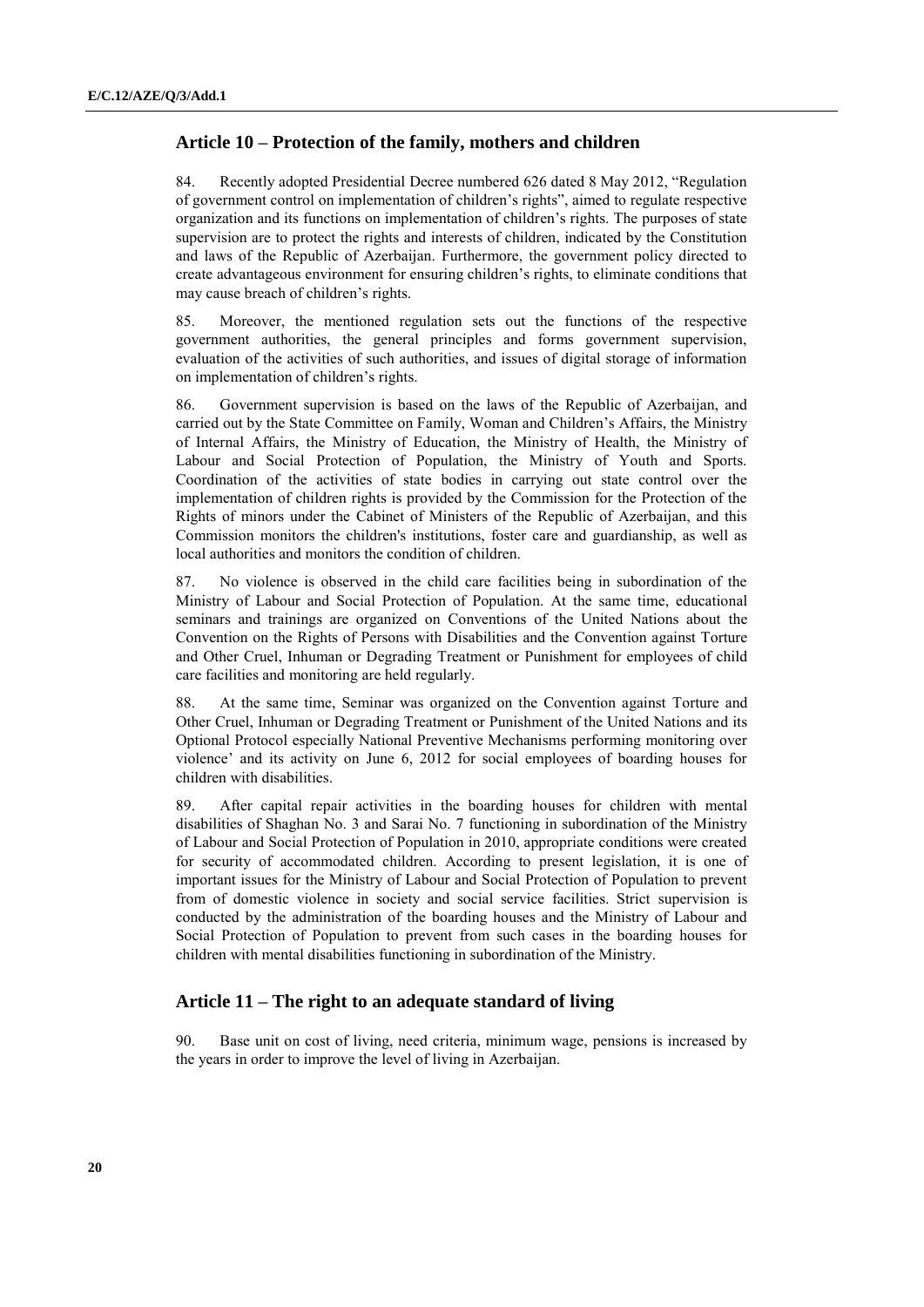## Article 10 – Protection of the family, mothers and children

84. Recently adopted Presidential Decree numbered 626 dated 8 May 2012, "Regulation of government control on implementation of children's rights", aimed to regulate respective organization and its functions on implementation of children's rights. The purposes of state supervision are to protect the rights and interests of children, indicated by the Constitution and laws of the Republic of Azerbaijan. Furthermore, the government policy directed to create advantageous environment for ensuring children's rights, to eliminate conditions that may cause breach of children's rights.

85. Moreover, the mentioned regulation sets out the functions of the respective government authorities, the general principles and forms government supervision, evaluation of the activities of such authorities, and issues of digital storage of information on implementation of children's rights.

86. Government supervision is based on the laws of the Republic of Azerbaijan, and carried out by the State Committee on Family, Woman and Children's Affairs, the Ministry of Internal Affairs, the Ministry of Education, the Ministry of Health, the Ministry of Labour and Social Protection of Population, the Ministry of Youth and Sports. Coordination of the activities of state bodies in carrying out state control over the implementation of children rights is provided by the Commission for the Protection of the Rights of minors under the Cabinet of Ministers of the Republic of Azerbaijan, and this Commission monitors the children's institutions, foster care and guardianship, as well as local authorities and monitors the condition of children.

87. No violence is observed in the child care facilities being in subordination of the Ministry of Labour and Social Protection of Population. At the same time, educational seminars and trainings are organized on Conventions of the United Nations about the Convention on the Rights of Persons with Disabilities and the Convention against Torture and Other Cruel, Inhuman or Degrading Treatment or Punishment for employees of child care facilities and monitoring are held regularly.

88. At the same time, Seminar was organized on the Convention against Torture and Other Cruel, Inhuman or Degrading Treatment or Punishment of the United Nations and its Optional Protocol especially National Preventive Mechanisms performing monitoring over violence' and its activity on June 6, 2012 for social employees of boarding houses for children with disabilities.

89. After capital repair activities in the boarding houses for children with mental disabilities of Shaghan No. 3 and Sarai No. 7 functioning in subordination of the Ministry of Labour and Social Protection of Population in 2010, appropriate conditions were created for security of accommodated children. According to present legislation, it is one of important issues for the Ministry of Labour and Social Protection of Population to prevent from of domestic violence in society and social service facilities. Strict supervision is conducted by the administration of the boarding houses and the Ministry of Labour and Social Protection of Population to prevent from such cases in the boarding houses for children with mental disabilities functioning in subordination of the Ministry.

## Article 11 – The right to an adequate standard of living

90. Base unit on cost of living, need criteria, minimum wage, pensions is increased by the years in order to improve the level of living in Azerbaijan.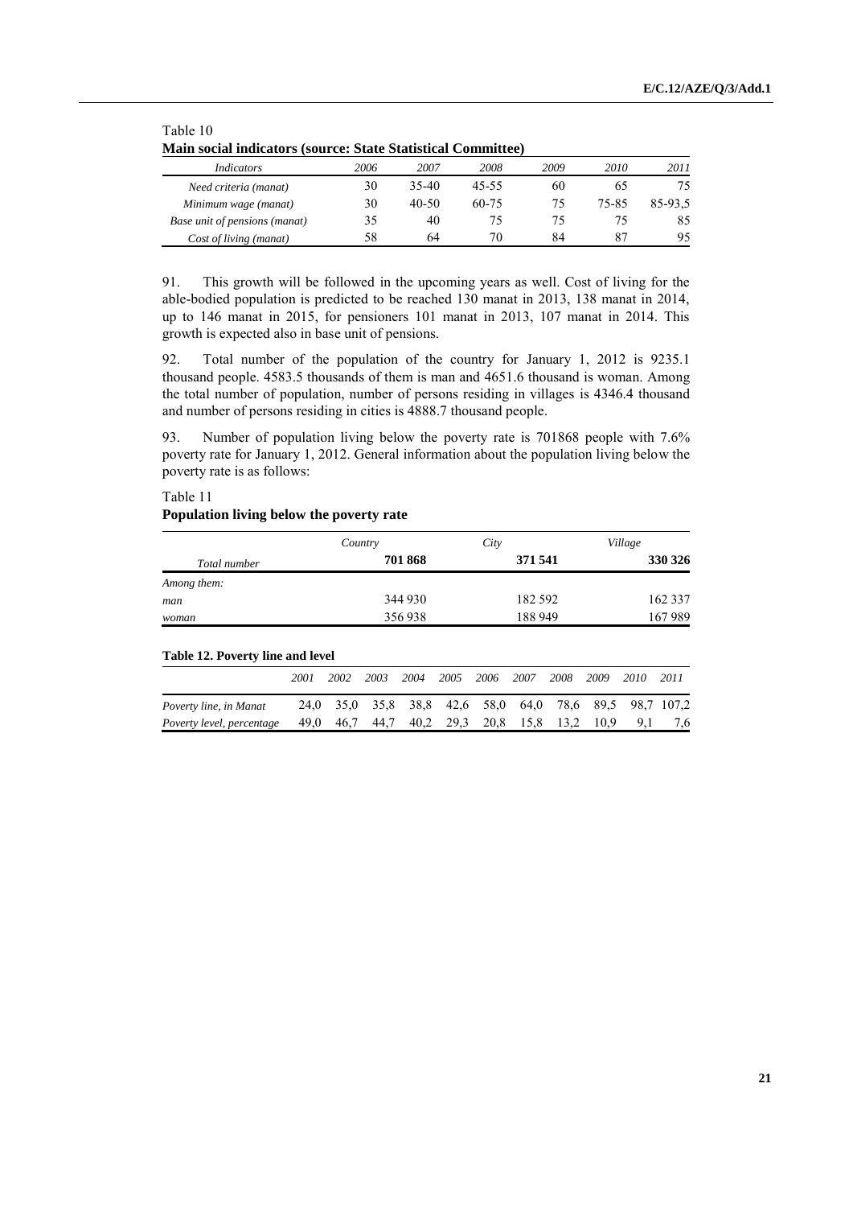Table 10

**Main social indicators (source: State Statistical Committee)**

| *Indicators* | *2006* | *2007* | *2008* | *2009* | *2010* | *2011* |
|---|---|---|---|---|---|---|
| *Need criteria (manat)* | 30 | 35-40 | 45-55 | 60 | 65 | 75 |
| *Minimum wage (manat)* | 30 | 40-50 | 60-75 | 75 | 75-85 | 85-93,5 |
| *Base unit of pensions (manat)* | 35 | 40 | 75 | 75 | 75 | 85 |
| *Cost of living (manat)* | 58 | 64 | 70 | 84 | 87 | 95 |

91. This growth will be followed in the upcoming years as well. Cost of living for the able-bodied population is predicted to be reached 130 manat in 2013, 138 manat in 2014, up to 146 manat in 2015, for pensioners 101 manat in 2013, 107 manat in 2014. This growth is expected also in base unit of pensions.

92. Total number of the population of the country for January 1, 2012 is 9235.1 thousand people. 4583.5 thousands of them is man and 4651.6 thousand is woman. Among the total number of population, number of persons residing in villages is 4346.4 thousand and number of persons residing in cities is 4888.7 thousand people.

93. Number of population living below the poverty rate is 701868 people with 7.6% poverty rate for January 1, 2012. General information about the population living below the poverty rate is as follows:

Table 11

**Population living below the poverty rate**

| | *Country* | *City* | *Village* |
|---|---|---|---|
| *Total number* | **701 868** | **371 541** | **330 326** |
| *Among them:* | | | |
| *man* | 344 930 | 182 592 | 162 337 |
| *woman* | 356 938 | 188 949 | 167 989 |

**Table 12. Poverty line and level**

| | *2001* | *2002* | *2003* | *2004* | *2005* | *2006* | *2007* | *2008* | *2009* | *2010* | *2011* |
|---|---|---|---|---|---|---|---|---|---|---|---|
| *Poverty line, in Manat* | 24,0 | 35,0 | 35,8 | 38,8 | 42,6 | 58,0 | 64,0 | 78,6 | 89,5 | 98,7 | 107,2 |
| *Poverty level, percentage* | 49,0 | 46,7 | 44,7 | 40,2 | 29,3 | 20,8 | 15,8 | 13,2 | 10,9 | 9,1 | 7,6 |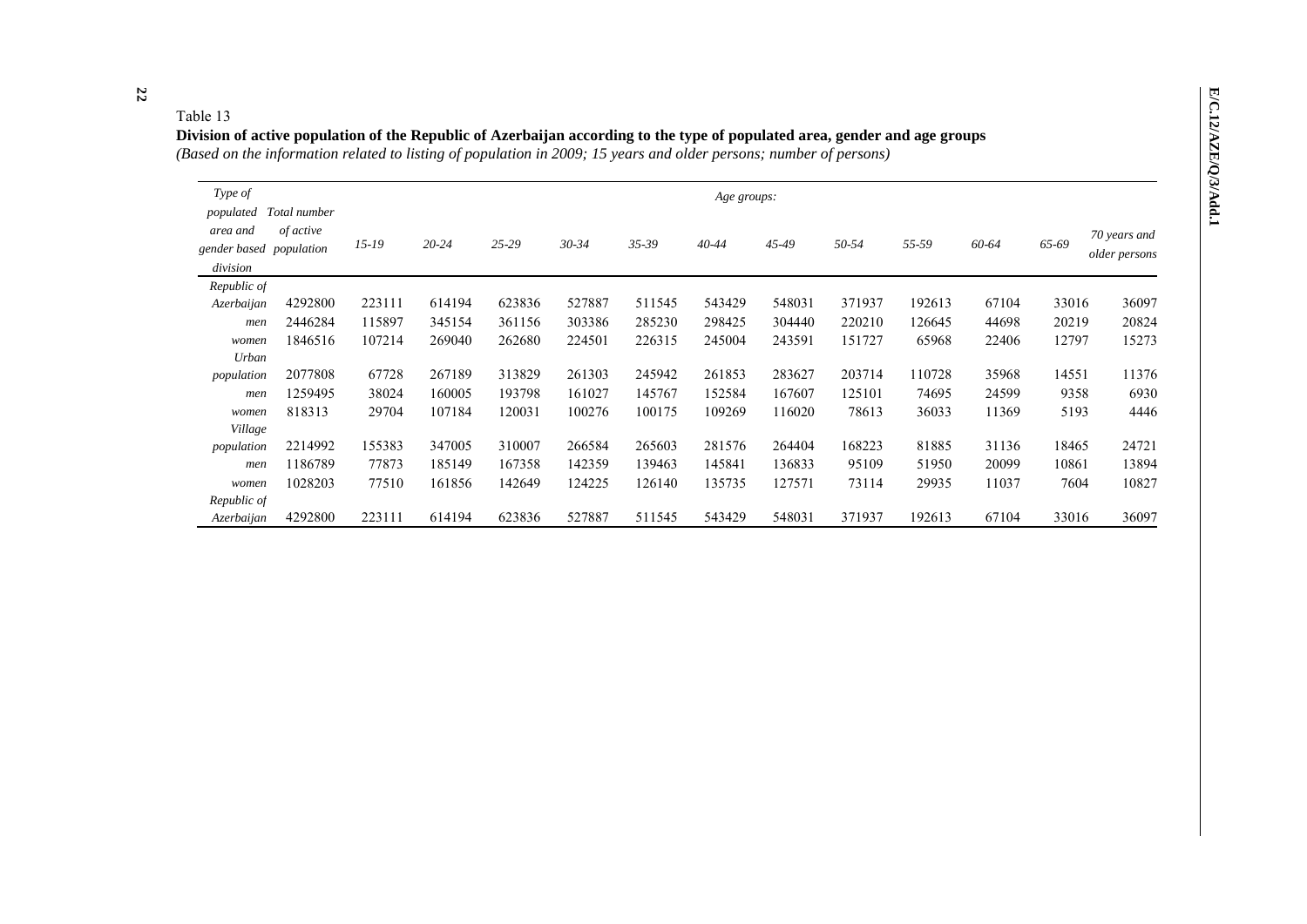Table 13

**Division of active population of the Republic of Azerbaijan according to the type of populated area, gender and age groups**

*(Based on the information related to listing of population in 2009; 15 years and older persons; number of persons)*

| *Type of populated area and gender based division* | *Total number of active population* | *Age groups:* 15-19 | 20-24 | 25-29 | 30-34 | 35-39 | 40-44 | 45-49 | 50-54 | 55-59 | 60-64 | 65-69 | 70 years and older persons |
|---|---|---|---|---|---|---|---|---|---|---|---|---|---|
| *Republic of Azerbaijan* | 4292800 | 223111 | 614194 | 623836 | 527887 | 511545 | 543429 | 548031 | 371937 | 192613 | 67104 | 33016 | 36097 |
| *men* | 2446284 | 115897 | 345154 | 361156 | 303386 | 285230 | 298425 | 304440 | 220210 | 126645 | 44698 | 20219 | 20824 |
| *women* | 1846516 | 107214 | 269040 | 262680 | 224501 | 226315 | 245004 | 243591 | 151727 | 65968 | 22406 | 12797 | 15273 |
| *Urban population* | 2077808 | 67728 | 267189 | 313829 | 261303 | 245942 | 261853 | 283627 | 203714 | 110728 | 35968 | 14551 | 11376 |
| *men* | 1259495 | 38024 | 160005 | 193798 | 161027 | 145767 | 152584 | 167607 | 125101 | 74695 | 24599 | 9358 | 6930 |
| *women* | 818313 | 29704 | 107184 | 120031 | 100276 | 100175 | 109269 | 116020 | 78613 | 36033 | 11369 | 5193 | 4446 |
| *Village population* | 2214992 | 155383 | 347005 | 310007 | 266584 | 265603 | 281576 | 264404 | 168223 | 81885 | 31136 | 18465 | 24721 |
| *men* | 1186789 | 77873 | 185149 | 167358 | 142359 | 139463 | 145841 | 136833 | 95109 | 51950 | 20099 | 10861 | 13894 |
| *women* | 1028203 | 77510 | 161856 | 142649 | 124225 | 126140 | 135735 | 127571 | 73114 | 29935 | 11037 | 7604 | 10827 |
| *Republic of Azerbaijan* | 4292800 | 223111 | 614194 | 623836 | 527887 | 511545 | 543429 | 548031 | 371937 | 192613 | 67104 | 33016 | 36097 |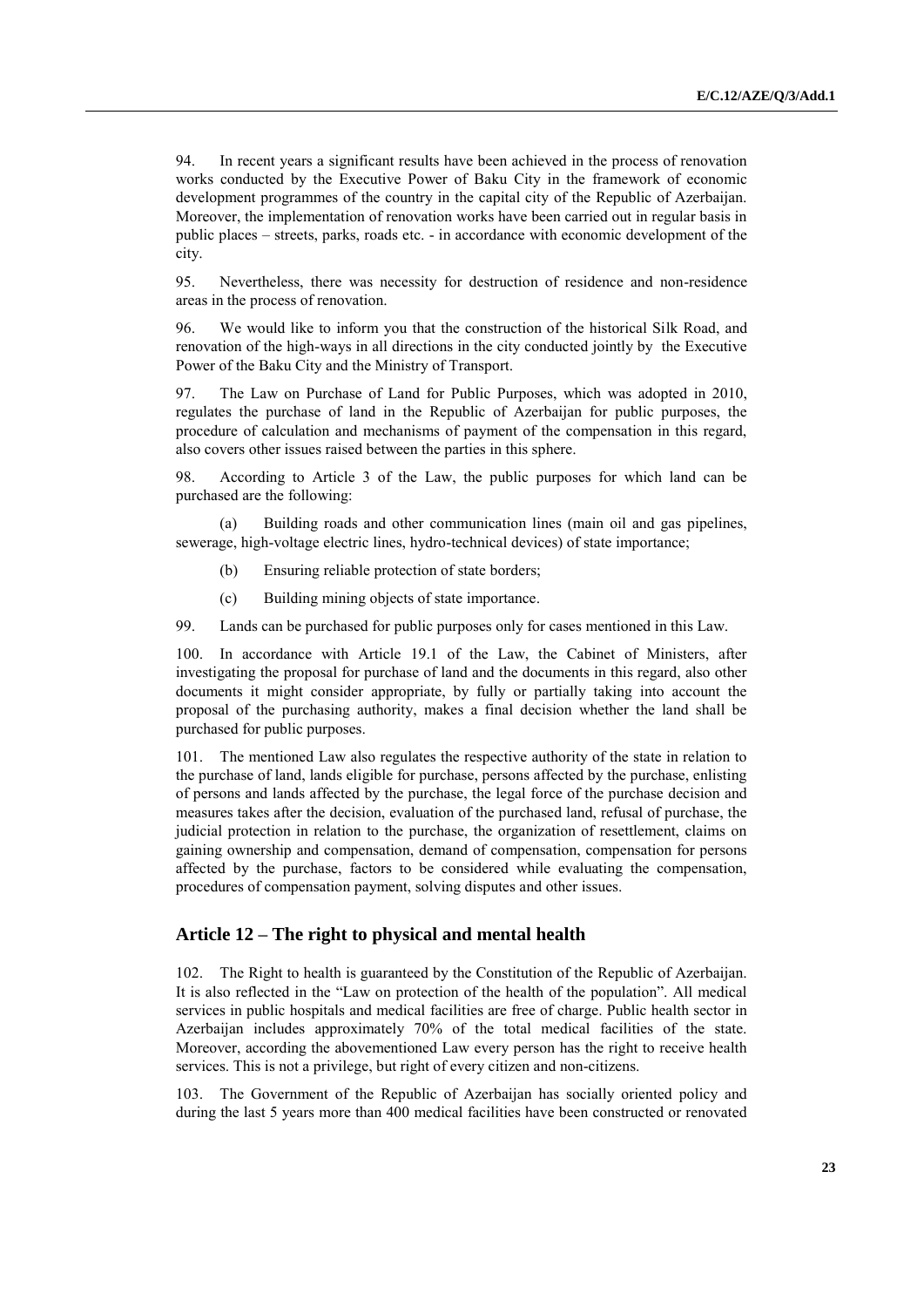94. In recent years a significant results have been achieved in the process of renovation works conducted by the Executive Power of Baku City in the framework of economic development programmes of the country in the capital city of the Republic of Azerbaijan. Moreover, the implementation of renovation works have been carried out in regular basis in public places – streets, parks, roads etc. - in accordance with economic development of the city.

95. Nevertheless, there was necessity for destruction of residence and non-residence areas in the process of renovation.

96. We would like to inform you that the construction of the historical Silk Road, and renovation of the high-ways in all directions in the city conducted jointly by the Executive Power of the Baku City and the Ministry of Transport.

97. The Law on Purchase of Land for Public Purposes, which was adopted in 2010, regulates the purchase of land in the Republic of Azerbaijan for public purposes, the procedure of calculation and mechanisms of payment of the compensation in this regard, also covers other issues raised between the parties in this sphere.

98. According to Article 3 of the Law, the public purposes for which land can be purchased are the following:

(a) Building roads and other communication lines (main oil and gas pipelines, sewerage, high-voltage electric lines, hydro-technical devices) of state importance;

(b) Ensuring reliable protection of state borders;

(c) Building mining objects of state importance.

99. Lands can be purchased for public purposes only for cases mentioned in this Law.

100. In accordance with Article 19.1 of the Law, the Cabinet of Ministers, after investigating the proposal for purchase of land and the documents in this regard, also other documents it might consider appropriate, by fully or partially taking into account the proposal of the purchasing authority, makes a final decision whether the land shall be purchased for public purposes.

101. The mentioned Law also regulates the respective authority of the state in relation to the purchase of land, lands eligible for purchase, persons affected by the purchase, enlisting of persons and lands affected by the purchase, the legal force of the purchase decision and measures takes after the decision, evaluation of the purchased land, refusal of purchase, the judicial protection in relation to the purchase, the organization of resettlement, claims on gaining ownership and compensation, demand of compensation, compensation for persons affected by the purchase, factors to be considered while evaluating the compensation, procedures of compensation payment, solving disputes and other issues.

## Article 12 – The right to physical and mental health

102. The Right to health is guaranteed by the Constitution of the Republic of Azerbaijan. It is also reflected in the "Law on protection of the health of the population". All medical services in public hospitals and medical facilities are free of charge. Public health sector in Azerbaijan includes approximately 70% of the total medical facilities of the state. Moreover, according the abovementioned Law every person has the right to receive health services. This is not a privilege, but right of every citizen and non-citizens.

103. The Government of the Republic of Azerbaijan has socially oriented policy and during the last 5 years more than 400 medical facilities have been constructed or renovated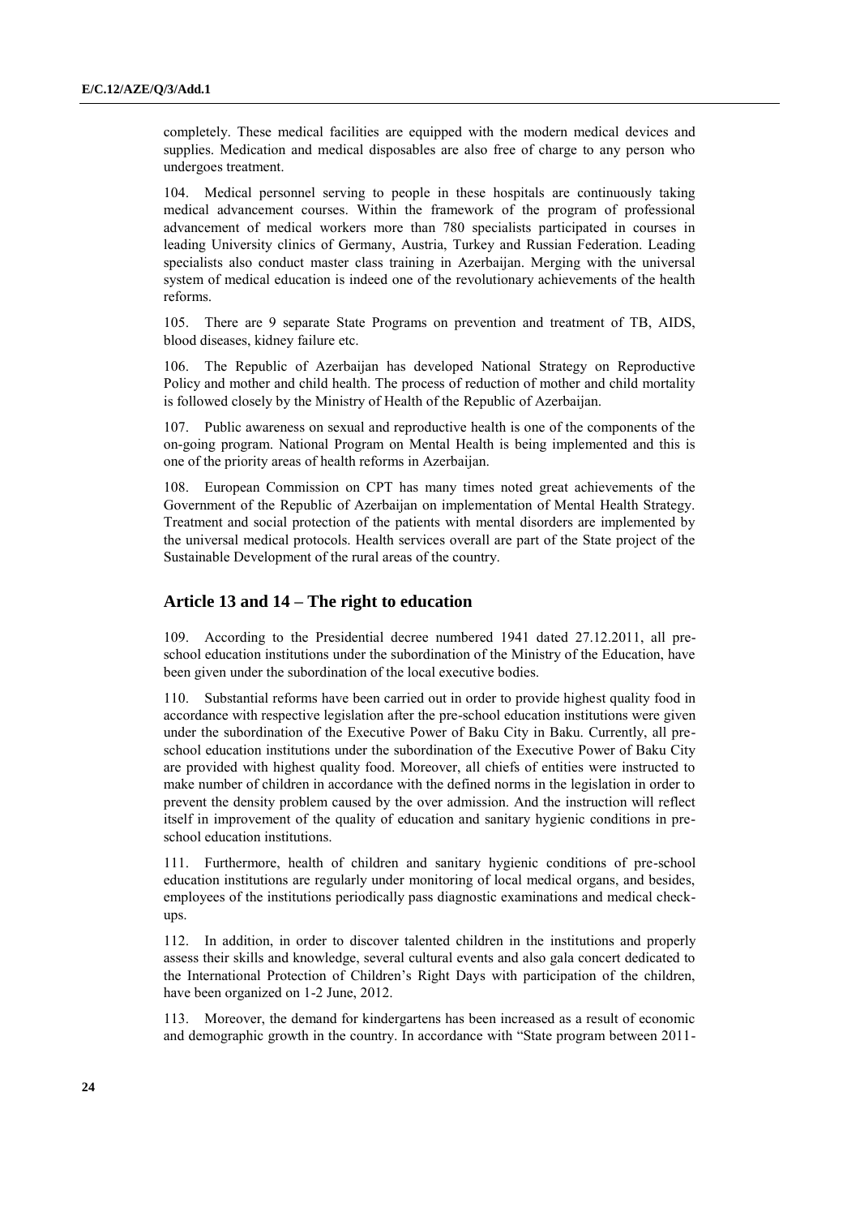completely. These medical facilities are equipped with the modern medical devices and supplies. Medication and medical disposables are also free of charge to any person who undergoes treatment.

104. Medical personnel serving to people in these hospitals are continuously taking medical advancement courses. Within the framework of the program of professional advancement of medical workers more than 780 specialists participated in courses in leading University clinics of Germany, Austria, Turkey and Russian Federation. Leading specialists also conduct master class training in Azerbaijan. Merging with the universal system of medical education is indeed one of the revolutionary achievements of the health reforms.

105. There are 9 separate State Programs on prevention and treatment of TB, AIDS, blood diseases, kidney failure etc.

106. The Republic of Azerbaijan has developed National Strategy on Reproductive Policy and mother and child health. The process of reduction of mother and child mortality is followed closely by the Ministry of Health of the Republic of Azerbaijan.

107. Public awareness on sexual and reproductive health is one of the components of the on-going program. National Program on Mental Health is being implemented and this is one of the priority areas of health reforms in Azerbaijan.

108. European Commission on CPT has many times noted great achievements of the Government of the Republic of Azerbaijan on implementation of Mental Health Strategy. Treatment and social protection of the patients with mental disorders are implemented by the universal medical protocols. Health services overall are part of the State project of the Sustainable Development of the rural areas of the country.

## Article 13 and 14 – The right to education

109. According to the Presidential decree numbered 1941 dated 27.12.2011, all pre-school education institutions under the subordination of the Ministry of the Education, have been given under the subordination of the local executive bodies.

110. Substantial reforms have been carried out in order to provide highest quality food in accordance with respective legislation after the pre-school education institutions were given under the subordination of the Executive Power of Baku City in Baku. Currently, all pre-school education institutions under the subordination of the Executive Power of Baku City are provided with highest quality food. Moreover, all chiefs of entities were instructed to make number of children in accordance with the defined norms in the legislation in order to prevent the density problem caused by the over admission. And the instruction will reflect itself in improvement of the quality of education and sanitary hygienic conditions in pre-school education institutions.

111. Furthermore, health of children and sanitary hygienic conditions of pre-school education institutions are regularly under monitoring of local medical organs, and besides, employees of the institutions periodically pass diagnostic examinations and medical check-ups.

112. In addition, in order to discover talented children in the institutions and properly assess their skills and knowledge, several cultural events and also gala concert dedicated to the International Protection of Children's Right Days with participation of the children, have been organized on 1-2 June, 2012.

113. Moreover, the demand for kindergartens has been increased as a result of economic and demographic growth in the country. In accordance with "State program between 2011-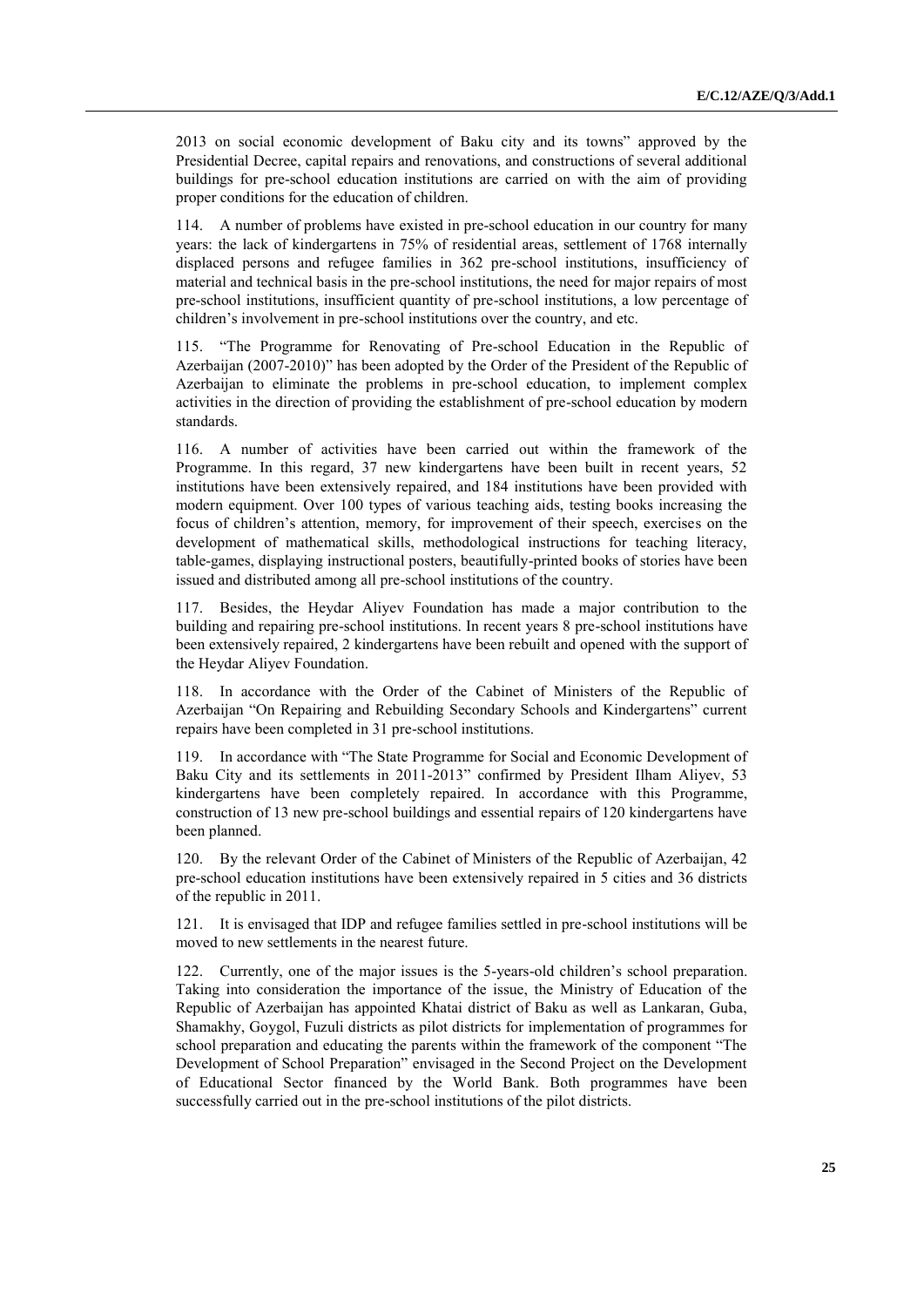2013 on social economic development of Baku city and its towns" approved by the Presidential Decree, capital repairs and renovations, and constructions of several additional buildings for pre-school education institutions are carried on with the aim of providing proper conditions for the education of children.

114. A number of problems have existed in pre-school education in our country for many years: the lack of kindergartens in 75% of residential areas, settlement of 1768 internally displaced persons and refugee families in 362 pre-school institutions, insufficiency of material and technical basis in the pre-school institutions, the need for major repairs of most pre-school institutions, insufficient quantity of pre-school institutions, a low percentage of children's involvement in pre-school institutions over the country, and etc.

115. "The Programme for Renovating of Pre-school Education in the Republic of Azerbaijan (2007-2010)" has been adopted by the Order of the President of the Republic of Azerbaijan to eliminate the problems in pre-school education, to implement complex activities in the direction of providing the establishment of pre-school education by modern standards.

116. A number of activities have been carried out within the framework of the Programme. In this regard, 37 new kindergartens have been built in recent years, 52 institutions have been extensively repaired, and 184 institutions have been provided with modern equipment. Over 100 types of various teaching aids, testing books increasing the focus of children's attention, memory, for improvement of their speech, exercises on the development of mathematical skills, methodological instructions for teaching literacy, table-games, displaying instructional posters, beautifully-printed books of stories have been issued and distributed among all pre-school institutions of the country.

117. Besides, the Heydar Aliyev Foundation has made a major contribution to the building and repairing pre-school institutions. In recent years 8 pre-school institutions have been extensively repaired, 2 kindergartens have been rebuilt and opened with the support of the Heydar Aliyev Foundation.

118. In accordance with the Order of the Cabinet of Ministers of the Republic of Azerbaijan "On Repairing and Rebuilding Secondary Schools and Kindergartens" current repairs have been completed in 31 pre-school institutions.

119. In accordance with "The State Programme for Social and Economic Development of Baku City and its settlements in 2011-2013" confirmed by President Ilham Aliyev, 53 kindergartens have been completely repaired. In accordance with this Programme, construction of 13 new pre-school buildings and essential repairs of 120 kindergartens have been planned.

120. By the relevant Order of the Cabinet of Ministers of the Republic of Azerbaijan, 42 pre-school education institutions have been extensively repaired in 5 cities and 36 districts of the republic in 2011.

121. It is envisaged that IDP and refugee families settled in pre-school institutions will be moved to new settlements in the nearest future.

122. Currently, one of the major issues is the 5-years-old children's school preparation. Taking into consideration the importance of the issue, the Ministry of Education of the Republic of Azerbaijan has appointed Khatai district of Baku as well as Lankaran, Guba, Shamakhy, Goygol, Fuzuli districts as pilot districts for implementation of programmes for school preparation and educating the parents within the framework of the component "The Development of School Preparation" envisaged in the Second Project on the Development of Educational Sector financed by the World Bank. Both programmes have been successfully carried out in the pre-school institutions of the pilot districts.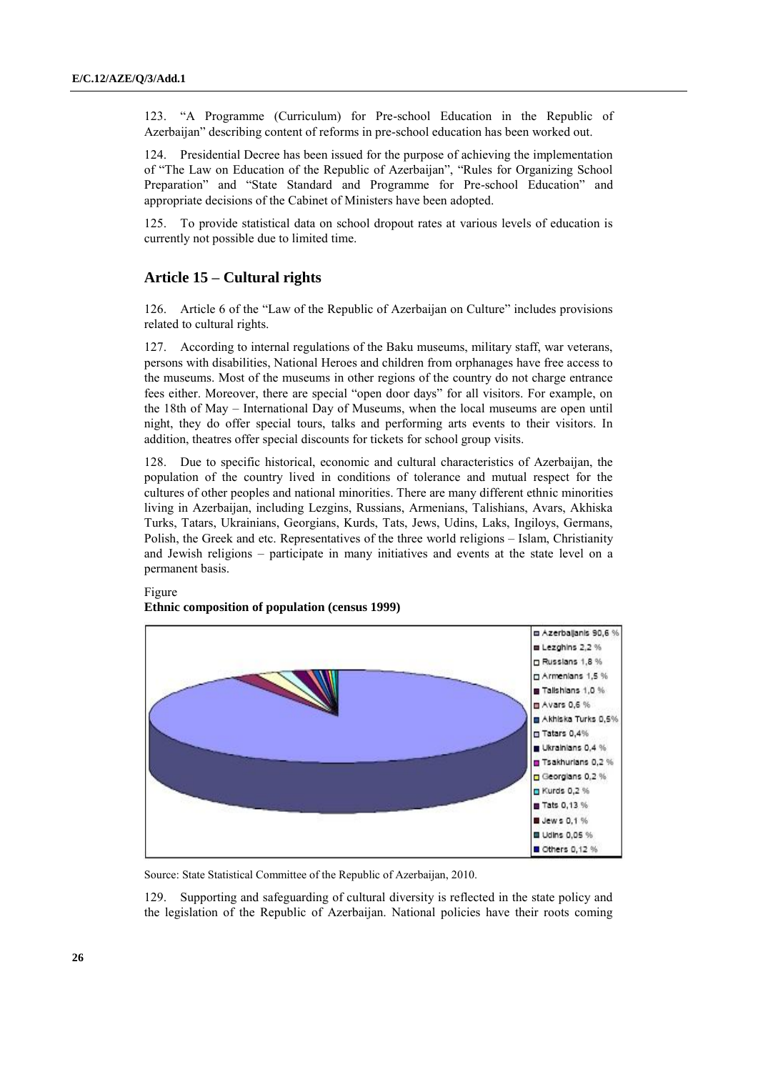123. "A Programme (Curriculum) for Pre-school Education in the Republic of Azerbaijan" describing content of reforms in pre-school education has been worked out.

124. Presidential Decree has been issued for the purpose of achieving the implementation of "The Law on Education of the Republic of Azerbaijan", "Rules for Organizing School Preparation" and "State Standard and Programme for Pre-school Education" and appropriate decisions of the Cabinet of Ministers have been adopted.

125. To provide statistical data on school dropout rates at various levels of education is currently not possible due to limited time.

## Article 15 – Cultural rights

126. Article 6 of the "Law of the Republic of Azerbaijan on Culture" includes provisions related to cultural rights.

127. According to internal regulations of the Baku museums, military staff, war veterans, persons with disabilities, National Heroes and children from orphanages have free access to the museums. Most of the museums in other regions of the country do not charge entrance fees either. Moreover, there are special "open door days" for all visitors. For example, on the 18th of May – International Day of Museums, when the local museums are open until night, they do offer special tours, talks and performing arts events to their visitors. In addition, theatres offer special discounts for tickets for school group visits.

128. Due to specific historical, economic and cultural characteristics of Azerbaijan, the population of the country lived in conditions of tolerance and mutual respect for the cultures of other peoples and national minorities. There are many different ethnic minorities living in Azerbaijan, including Lezgins, Russians, Armenians, Talishians, Avars, Akhiska Turks, Tatars, Ukrainians, Georgians, Kurds, Tats, Jews, Udins, Laks, Ingiloys, Germans, Polish, the Greek and etc. Representatives of the three world religions – Islam, Christianity and Jewish religions – participate in many initiatives and events at the state level on a permanent basis.

Figure

**Ethnic composition of population (census 1999)**

| Ethnic group | Share |
|---|---|
| Azerbaijanis | 90,6 % |
| Lezghins | 2,2 % |
| Russians | 1,8 % |
| Armenians | 1,5 % |
| Talishians | 1,0 % |
| Avars | 0,6 % |
| Akhiska Turks | 0,5% |
| Tatars | 0,4% |
| Ukrainians | 0,4 % |
| Tsakhurians | 0,2 % |
| Georgians | 0,2 % |
| Kurds | 0,2 % |
| Tats | 0,13 % |
| Jews | 0,1 % |
| Udins | 0,05 % |
| Others | 0,12 % |

Source: State Statistical Committee of the Republic of Azerbaijan, 2010.

129. Supporting and safeguarding of cultural diversity is reflected in the state policy and the legislation of the Republic of Azerbaijan. National policies have their roots coming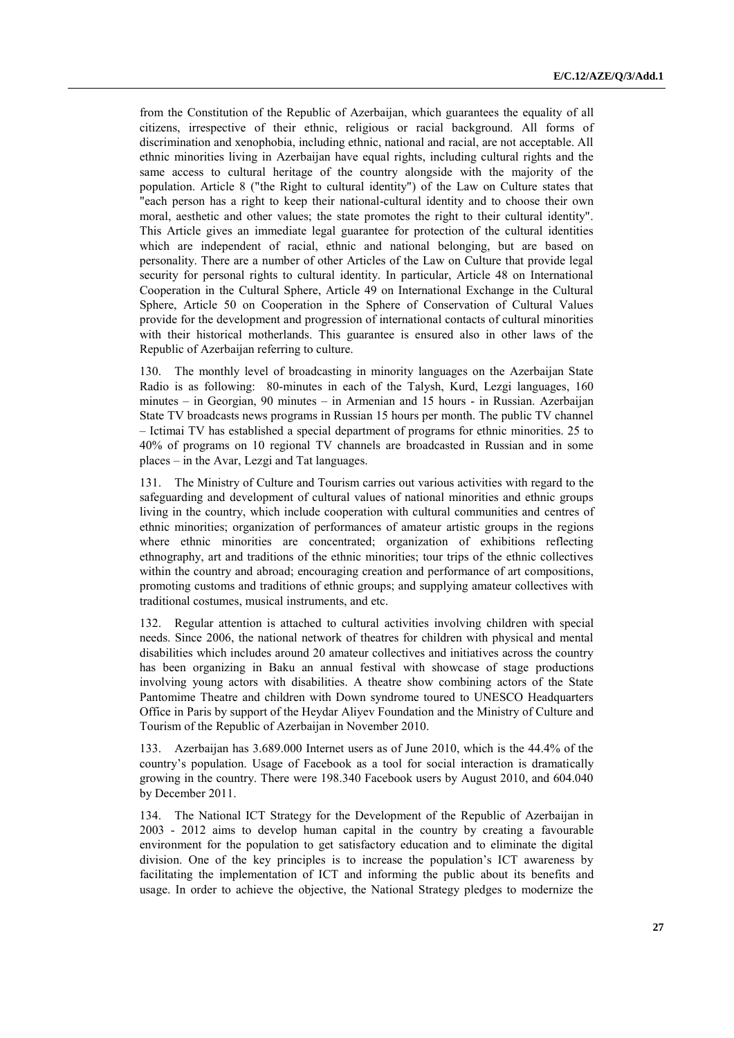from the Constitution of the Republic of Azerbaijan, which guarantees the equality of all citizens, irrespective of their ethnic, religious or racial background. All forms of discrimination and xenophobia, including ethnic, national and racial, are not acceptable. All ethnic minorities living in Azerbaijan have equal rights, including cultural rights and the same access to cultural heritage of the country alongside with the majority of the population. Article 8 ("the Right to cultural identity") of the Law on Culture states that "each person has a right to keep their national-cultural identity and to choose their own moral, aesthetic and other values; the state promotes the right to their cultural identity". This Article gives an immediate legal guarantee for protection of the cultural identities which are independent of racial, ethnic and national belonging, but are based on personality. There are a number of other Articles of the Law on Culture that provide legal security for personal rights to cultural identity. In particular, Article 48 on International Cooperation in the Cultural Sphere, Article 49 on International Exchange in the Cultural Sphere, Article 50 on Cooperation in the Sphere of Conservation of Cultural Values provide for the development and progression of international contacts of cultural minorities with their historical motherlands. This guarantee is ensured also in other laws of the Republic of Azerbaijan referring to culture.

130. The monthly level of broadcasting in minority languages on the Azerbaijan State Radio is as following: 80-minutes in each of the Talysh, Kurd, Lezgi languages, 160 minutes – in Georgian, 90 minutes – in Armenian and 15 hours - in Russian. Azerbaijan State TV broadcasts news programs in Russian 15 hours per month. The public TV channel – Ictimai TV has established a special department of programs for ethnic minorities. 25 to 40% of programs on 10 regional TV channels are broadcasted in Russian and in some places – in the Avar, Lezgi and Tat languages.

131. The Ministry of Culture and Tourism carries out various activities with regard to the safeguarding and development of cultural values of national minorities and ethnic groups living in the country, which include cooperation with cultural communities and centres of ethnic minorities; organization of performances of amateur artistic groups in the regions where ethnic minorities are concentrated; organization of exhibitions reflecting ethnography, art and traditions of the ethnic minorities; tour trips of the ethnic collectives within the country and abroad; encouraging creation and performance of art compositions, promoting customs and traditions of ethnic groups; and supplying amateur collectives with traditional costumes, musical instruments, and etc.

132. Regular attention is attached to cultural activities involving children with special needs. Since 2006, the national network of theatres for children with physical and mental disabilities which includes around 20 amateur collectives and initiatives across the country has been organizing in Baku an annual festival with showcase of stage productions involving young actors with disabilities. A theatre show combining actors of the State Pantomime Theatre and children with Down syndrome toured to UNESCO Headquarters Office in Paris by support of the Heydar Aliyev Foundation and the Ministry of Culture and Tourism of the Republic of Azerbaijan in November 2010.

133. Azerbaijan has 3.689.000 Internet users as of June 2010, which is the 44.4% of the country's population. Usage of Facebook as a tool for social interaction is dramatically growing in the country. There were 198.340 Facebook users by August 2010, and 604.040 by December 2011.

134. The National ICT Strategy for the Development of the Republic of Azerbaijan in 2003 - 2012 aims to develop human capital in the country by creating a favourable environment for the population to get satisfactory education and to eliminate the digital division. One of the key principles is to increase the population's ICT awareness by facilitating the implementation of ICT and informing the public about its benefits and usage. In order to achieve the objective, the National Strategy pledges to modernize the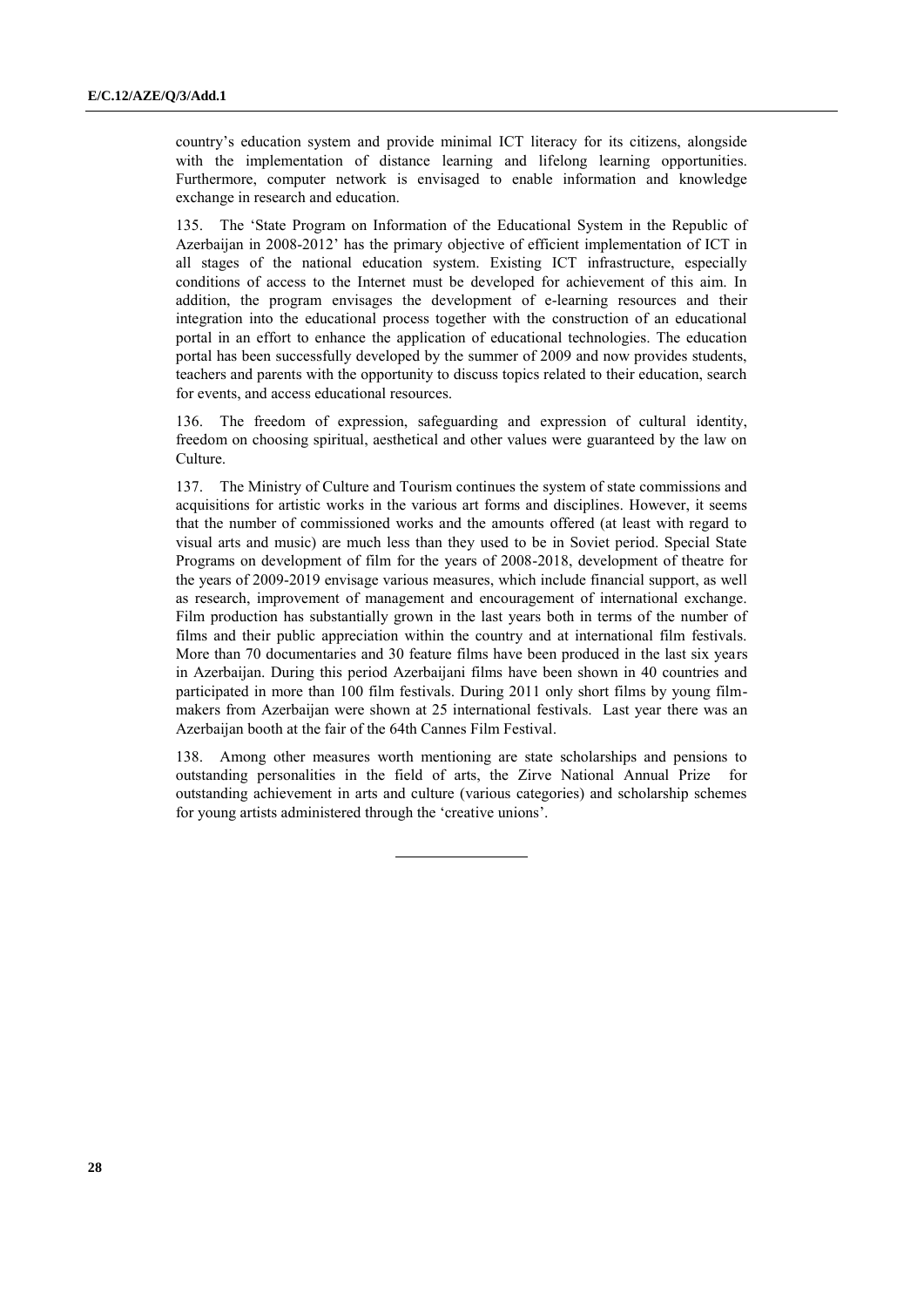country's education system and provide minimal ICT literacy for its citizens, alongside with the implementation of distance learning and lifelong learning opportunities. Furthermore, computer network is envisaged to enable information and knowledge exchange in research and education.

135. The 'State Program on Information of the Educational System in the Republic of Azerbaijan in 2008-2012' has the primary objective of efficient implementation of ICT in all stages of the national education system. Existing ICT infrastructure, especially conditions of access to the Internet must be developed for achievement of this aim. In addition, the program envisages the development of e-learning resources and their integration into the educational process together with the construction of an educational portal in an effort to enhance the application of educational technologies. The education portal has been successfully developed by the summer of 2009 and now provides students, teachers and parents with the opportunity to discuss topics related to their education, search for events, and access educational resources.

136. The freedom of expression, safeguarding and expression of cultural identity, freedom on choosing spiritual, aesthetical and other values were guaranteed by the law on Culture.

137. The Ministry of Culture and Tourism continues the system of state commissions and acquisitions for artistic works in the various art forms and disciplines. However, it seems that the number of commissioned works and the amounts offered (at least with regard to visual arts and music) are much less than they used to be in Soviet period. Special State Programs on development of film for the years of 2008-2018, development of theatre for the years of 2009-2019 envisage various measures, which include financial support, as well as research, improvement of management and encouragement of international exchange. Film production has substantially grown in the last years both in terms of the number of films and their public appreciation within the country and at international film festivals. More than 70 documentaries and 30 feature films have been produced in the last six years in Azerbaijan. During this period Azerbaijani films have been shown in 40 countries and participated in more than 100 film festivals. During 2011 only short films by young film-makers from Azerbaijan were shown at 25 international festivals. Last year there was an Azerbaijan booth at the fair of the 64th Cannes Film Festival.

138. Among other measures worth mentioning are state scholarships and pensions to outstanding personalities in the field of arts, the Zirve National Annual Prize for outstanding achievement in arts and culture (various categories) and scholarship schemes for young artists administered through the 'creative unions'.